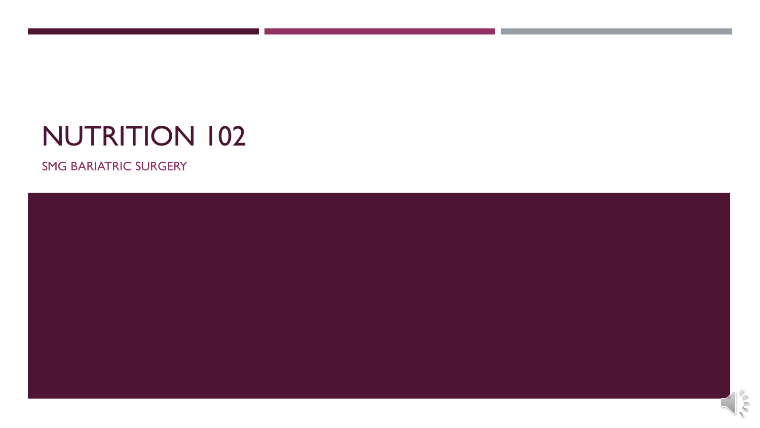# NUTRITION 102

SMG BARIATRIC SURGERY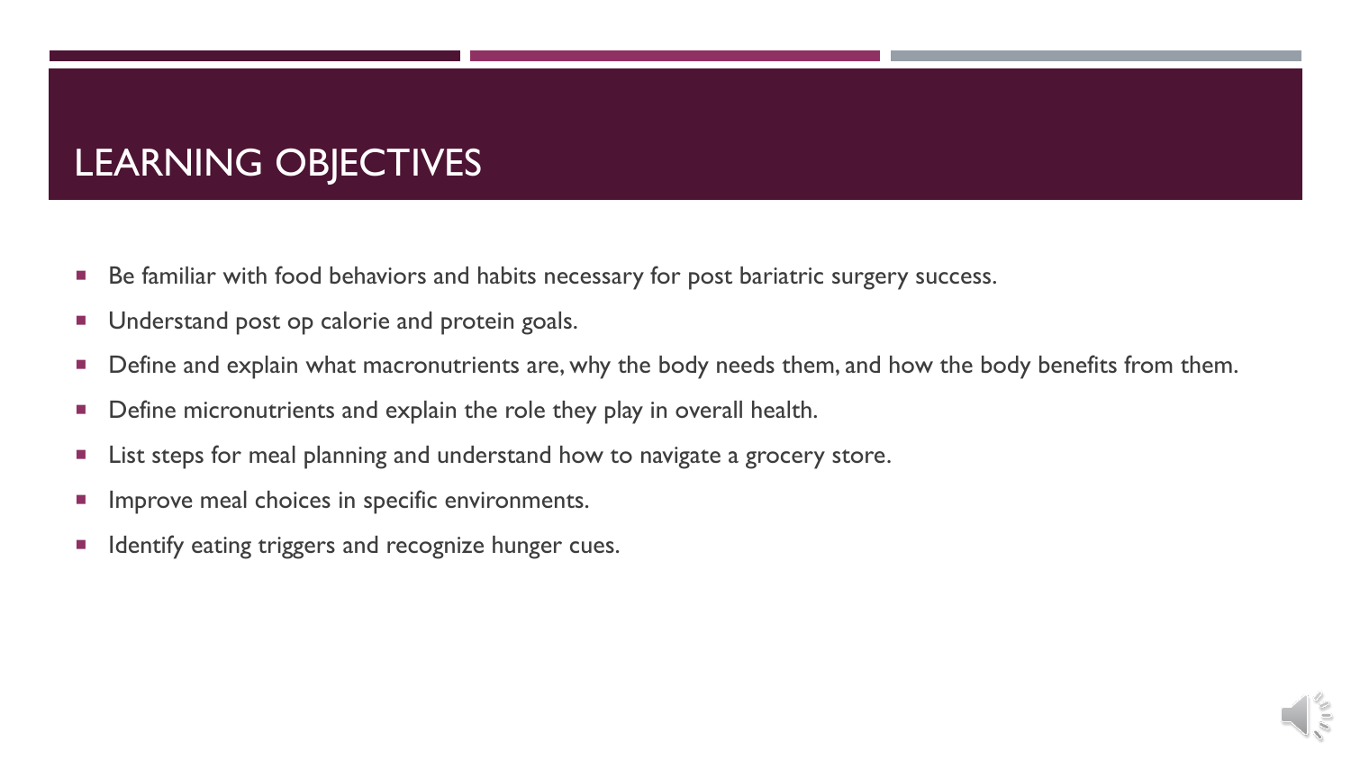# LEARNING OBJECTIVES

- Be familiar with food behaviors and habits necessary for post bariatric surgery success.
- Understand post op calorie and protein goals.
- Define and explain what macronutrients are, why the body needs them, and how the body benefits from them.
- Define micronutrients and explain the role they play in overall health.
- List steps for meal planning and understand how to navigate a grocery store.
- Improve meal choices in specific environments.
- Identify eating triggers and recognize hunger cues.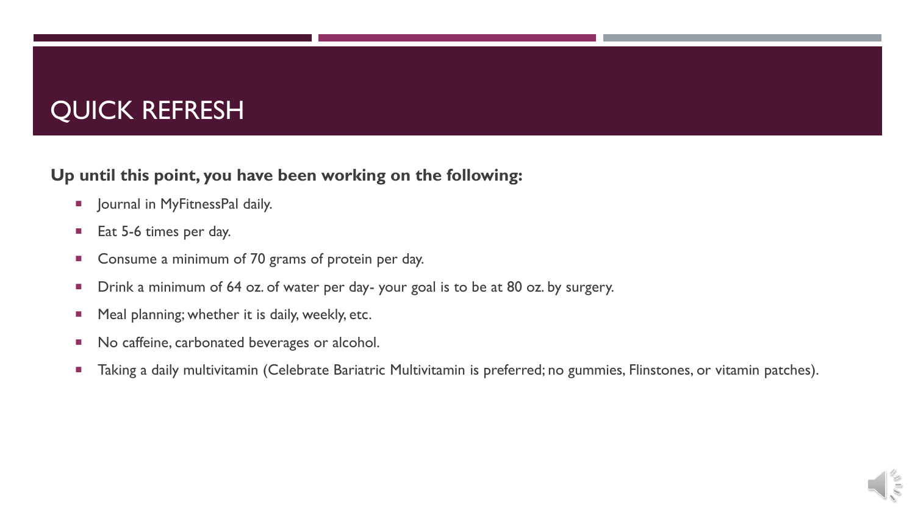# QUICK REFRESH

**Up until this point, you have been working on the following:**

- Journal in MyFitnessPal daily.
- Eat 5-6 times per day.
- Consume a minimum of 70 grams of protein per day.
- Drink a minimum of 64 oz. of water per day- your goal is to be at 80 oz. by surgery.
- Meal planning; whether it is daily, weekly, etc.
- No caffeine, carbonated beverages or alcohol.
- Taking a daily multivitamin (Celebrate Bariatric Multivitamin is preferred; no gummies, Flinstones, or vitamin patches).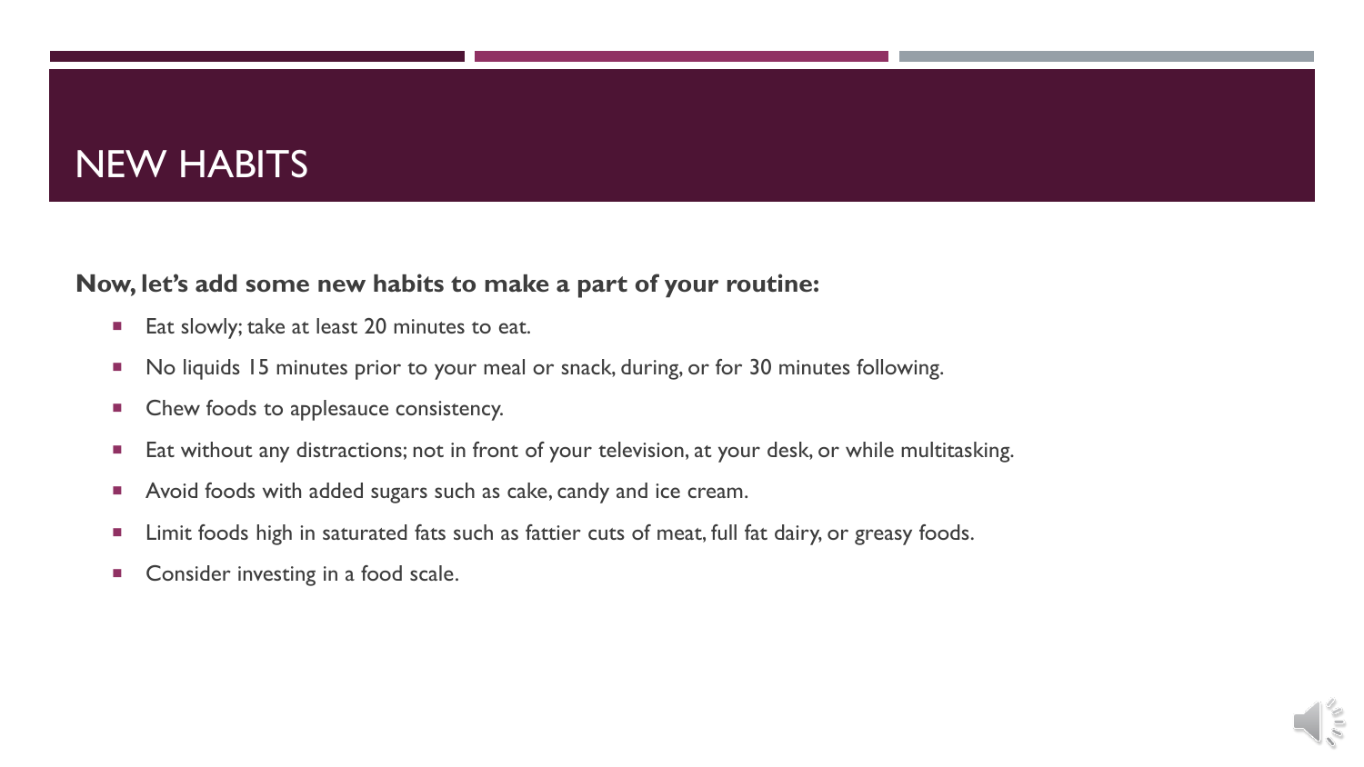# NEW HABITS

**Now, let's add some new habits to make a part of your routine:**

- Eat slowly; take at least 20 minutes to eat.
- No liquids 15 minutes prior to your meal or snack, during, or for 30 minutes following.
- Chew foods to applesauce consistency.
- Eat without any distractions; not in front of your television, at your desk, or while multitasking.
- Avoid foods with added sugars such as cake, candy and ice cream.
- Limit foods high in saturated fats such as fattier cuts of meat, full fat dairy, or greasy foods.
- Consider investing in a food scale.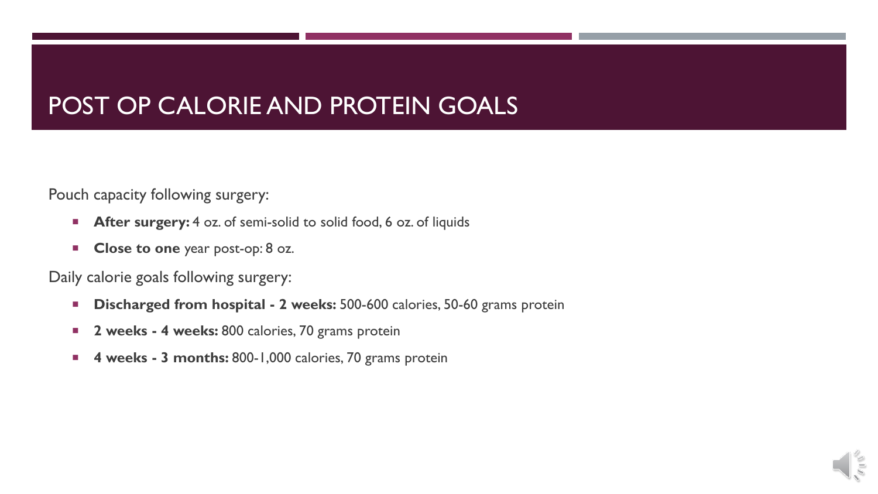# POST OP CALORIE AND PROTEIN GOALS

Pouch capacity following surgery:

- **After surgery:** 4 oz. of semi-solid to solid food, 6 oz. of liquids
- **Close to one** year post-op: 8 oz.

Daily calorie goals following surgery:

- **Discharged from hospital - 2 weeks:** 500-600 calories, 50-60 grams protein
- **2 weeks - 4 weeks:** 800 calories, 70 grams protein
- **4 weeks - 3 months:** 800-1,000 calories, 70 grams protein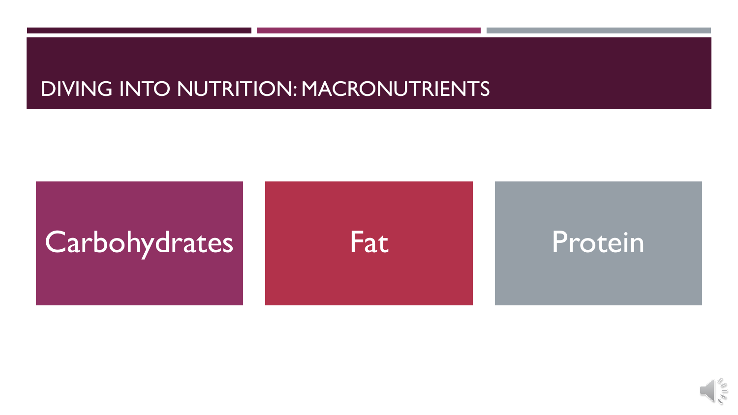# DIVING INTO NUTRITION: MACRONUTRIENTS

- Carbohydrates
- Fat
- Protein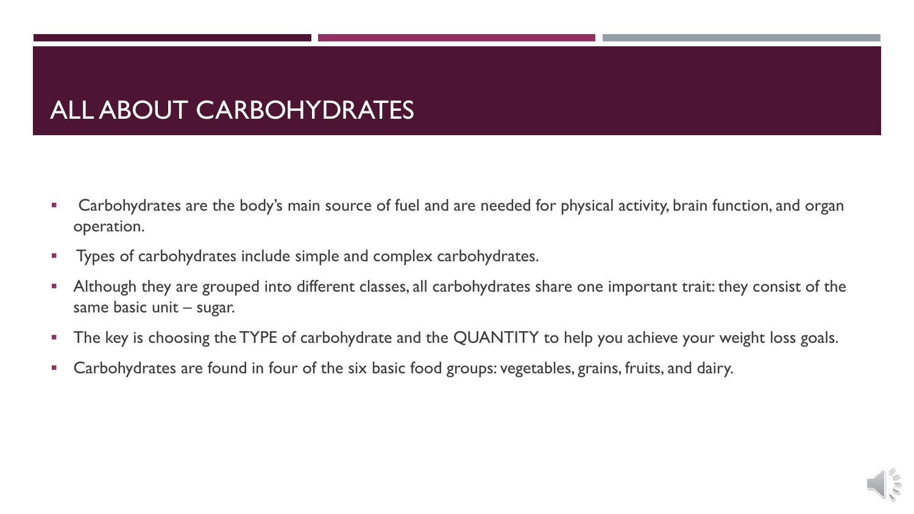# ALL ABOUT CARBOHYDRATES

- Carbohydrates are the body's main source of fuel and are needed for physical activity, brain function, and organ operation.
- Types of carbohydrates include simple and complex carbohydrates.
- Although they are grouped into different classes, all carbohydrates share one important trait: they consist of the same basic unit – sugar.
- The key is choosing the TYPE of carbohydrate and the QUANTITY to help you achieve your weight loss goals.
- Carbohydrates are found in four of the six basic food groups: vegetables, grains, fruits, and dairy.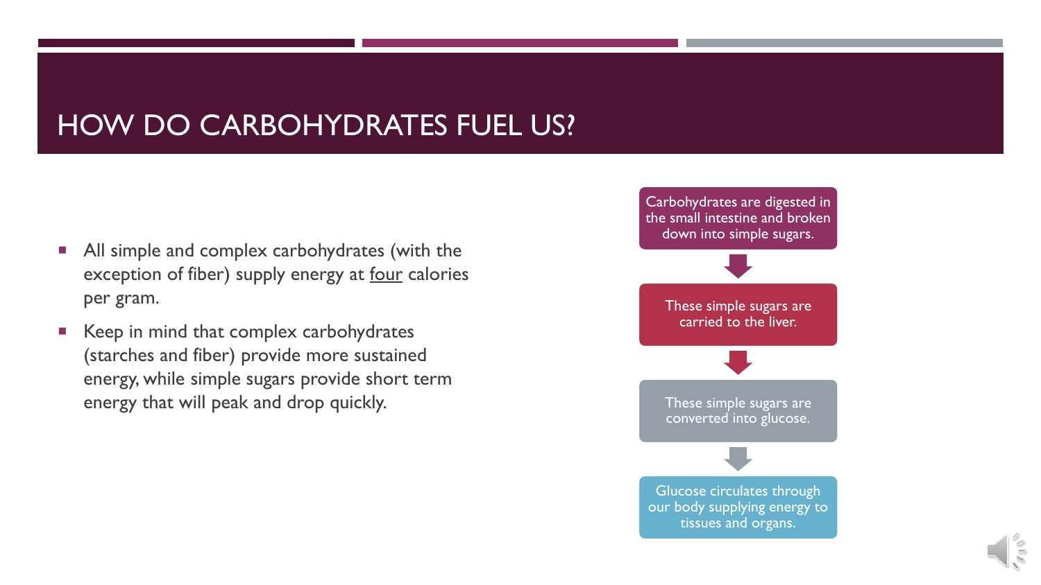# HOW DO CARBOHYDRATES FUEL US?

- All simple and complex carbohydrates (with the exception of fiber) supply energy at <u>four</u> calories per gram.
- Keep in mind that complex carbohydrates (starches and fiber) provide more sustained energy, while simple sugars provide short term energy that will peak and drop quickly.

Carbohydrates are digested in the small intestine and broken down into simple sugars.

↓

These simple sugars are carried to the liver.

↓

These simple sugars are converted into glucose.

↓

Glucose circulates through our body supplying energy to tissues and organs.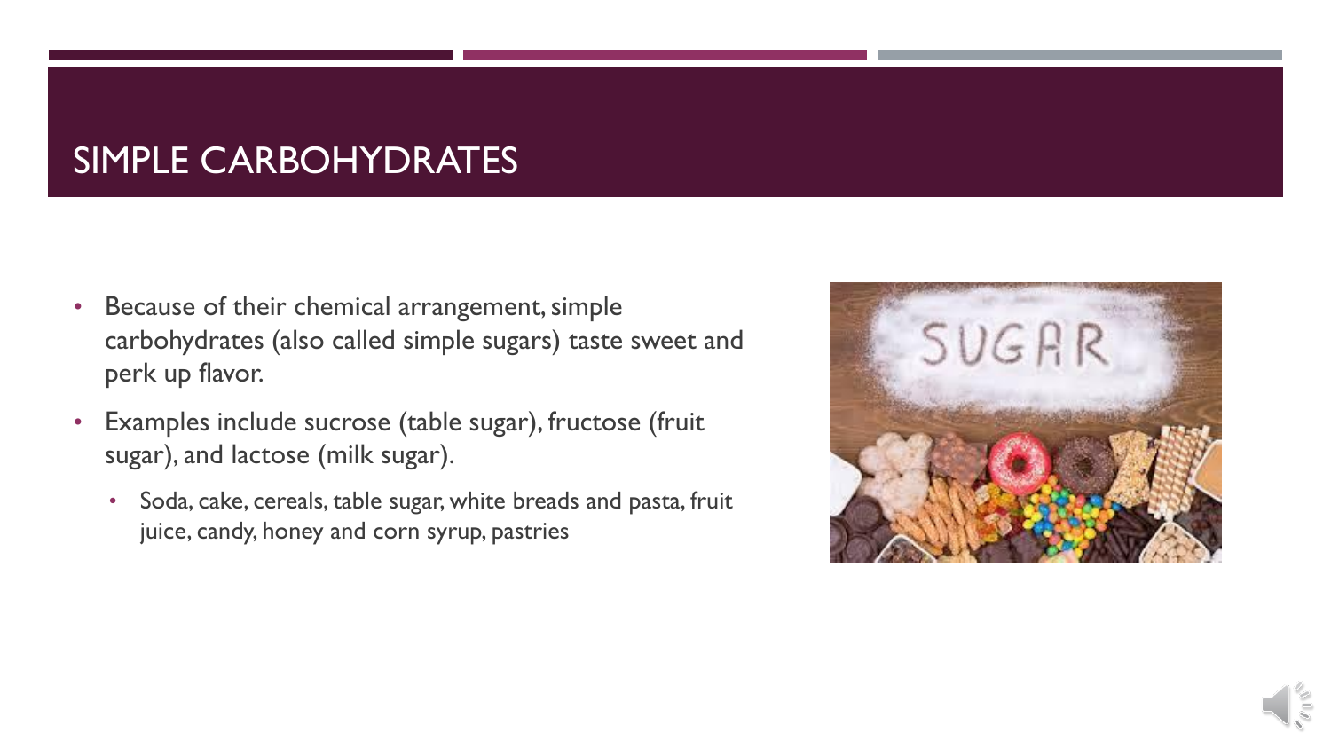# SIMPLE CARBOHYDRATES

- Because of their chemical arrangement, simple carbohydrates (also called simple sugars) taste sweet and perk up flavor.
- Examples include sucrose (table sugar), fructose (fruit sugar), and lactose (milk sugar).
  - Soda, cake, cereals, table sugar, white breads and pasta, fruit juice, candy, honey and corn syrup, pastries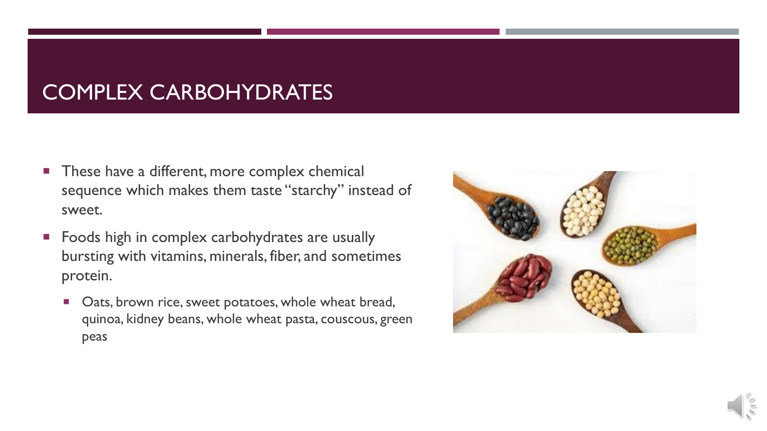# COMPLEX CARBOHYDRATES

- These have a different, more complex chemical sequence which makes them taste "starchy" instead of sweet.
- Foods high in complex carbohydrates are usually bursting with vitamins, minerals, fiber, and sometimes protein.
  - Oats, brown rice, sweet potatoes, whole wheat bread, quinoa, kidney beans, whole wheat pasta, couscous, green peas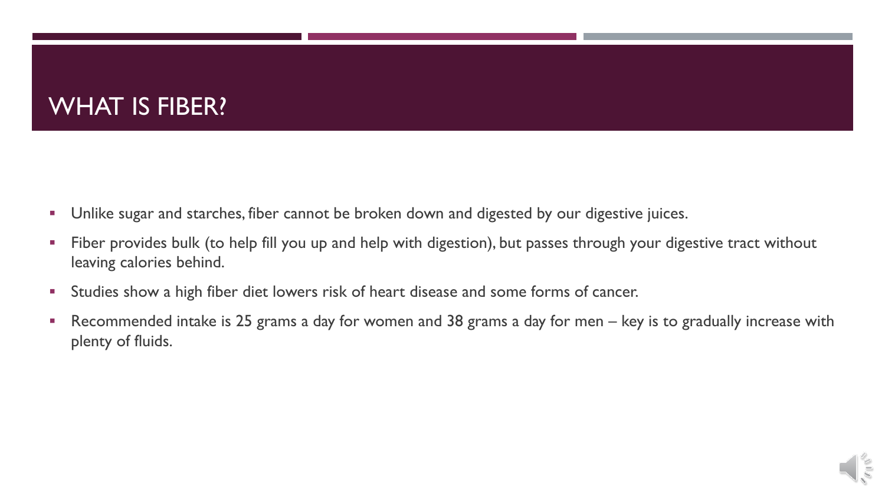# WHAT IS FIBER?

- Unlike sugar and starches, fiber cannot be broken down and digested by our digestive juices.
- Fiber provides bulk (to help fill you up and help with digestion), but passes through your digestive tract without leaving calories behind.
- Studies show a high fiber diet lowers risk of heart disease and some forms of cancer.
- Recommended intake is 25 grams a day for women and 38 grams a day for men – key is to gradually increase with plenty of fluids.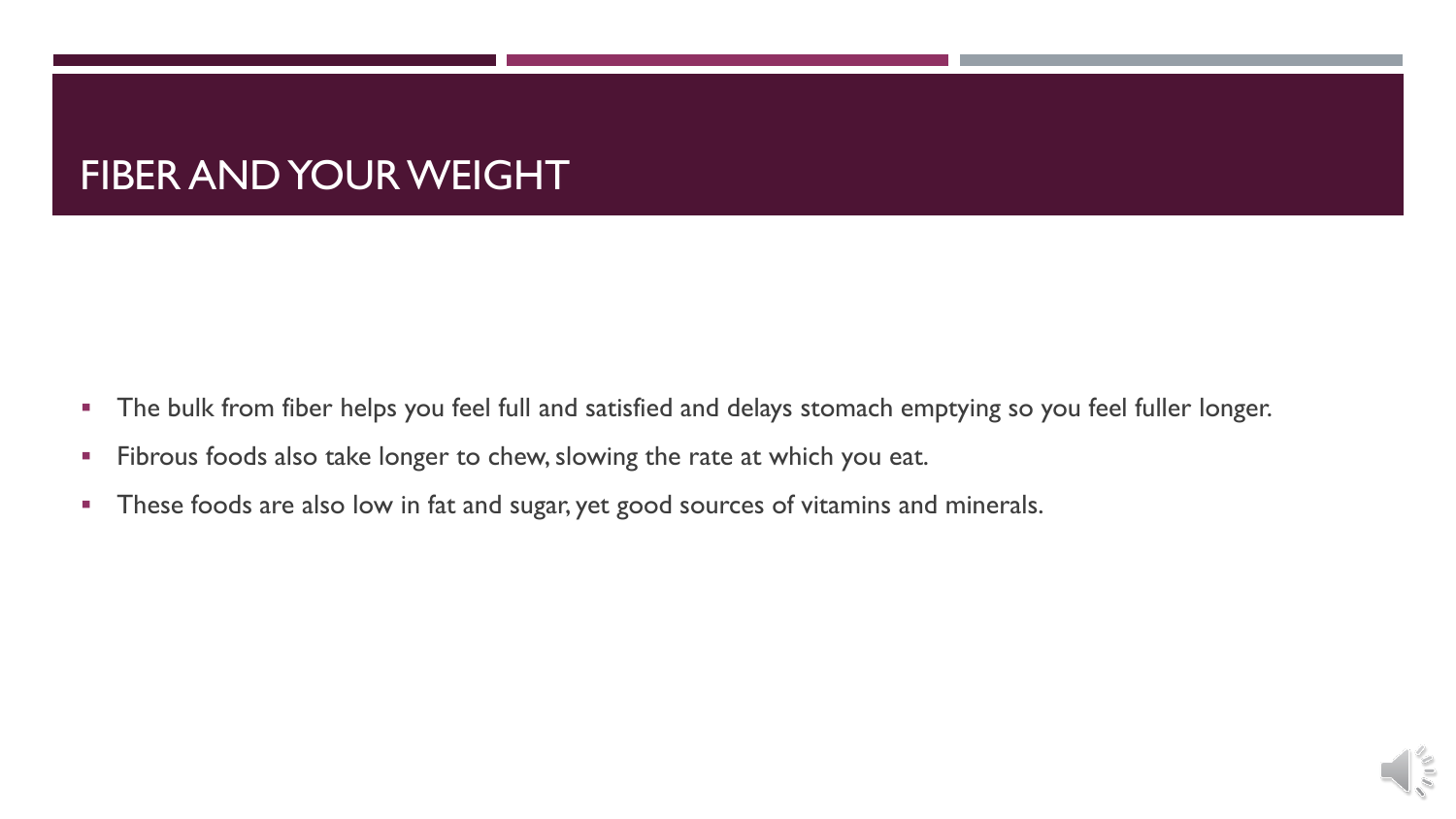# FIBER AND YOUR WEIGHT

- The bulk from fiber helps you feel full and satisfied and delays stomach emptying so you feel fuller longer.
- Fibrous foods also take longer to chew, slowing the rate at which you eat.
- These foods are also low in fat and sugar, yet good sources of vitamins and minerals.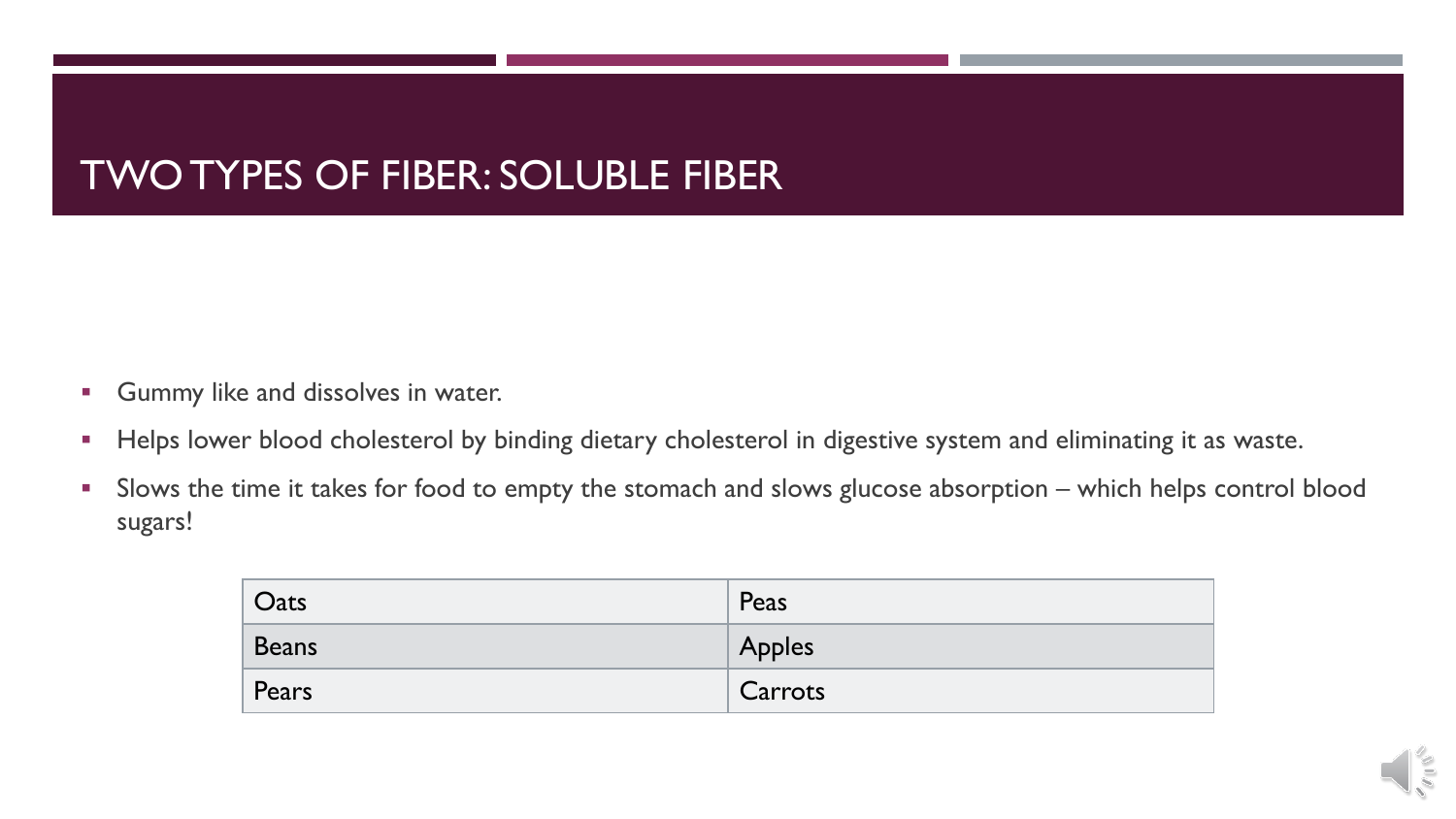# TWO TYPES OF FIBER: SOLUBLE FIBER

- Gummy like and dissolves in water.
- Helps lower blood cholesterol by binding dietary cholesterol in digestive system and eliminating it as waste.
- Slows the time it takes for food to empty the stomach and slows glucose absorption – which helps control blood sugars!

| Oats | Peas |
|---|---|
| Beans | Apples |
| Pears | Carrots |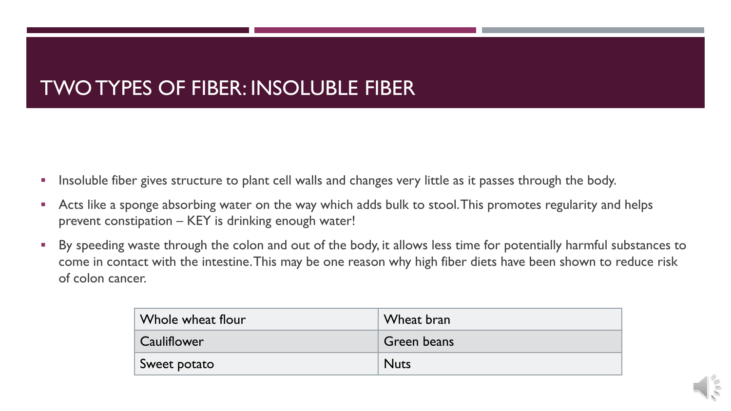# TWO TYPES OF FIBER: INSOLUBLE FIBER

- Insoluble fiber gives structure to plant cell walls and changes very little as it passes through the body.
- Acts like a sponge absorbing water on the way which adds bulk to stool. This promotes regularity and helps prevent constipation – KEY is drinking enough water!
- By speeding waste through the colon and out of the body, it allows less time for potentially harmful substances to come in contact with the intestine. This may be one reason why high fiber diets have been shown to reduce risk of colon cancer.

| Whole wheat flour | Wheat bran |
| --- | --- |
| Cauliflower | Green beans |
| Sweet potato | Nuts |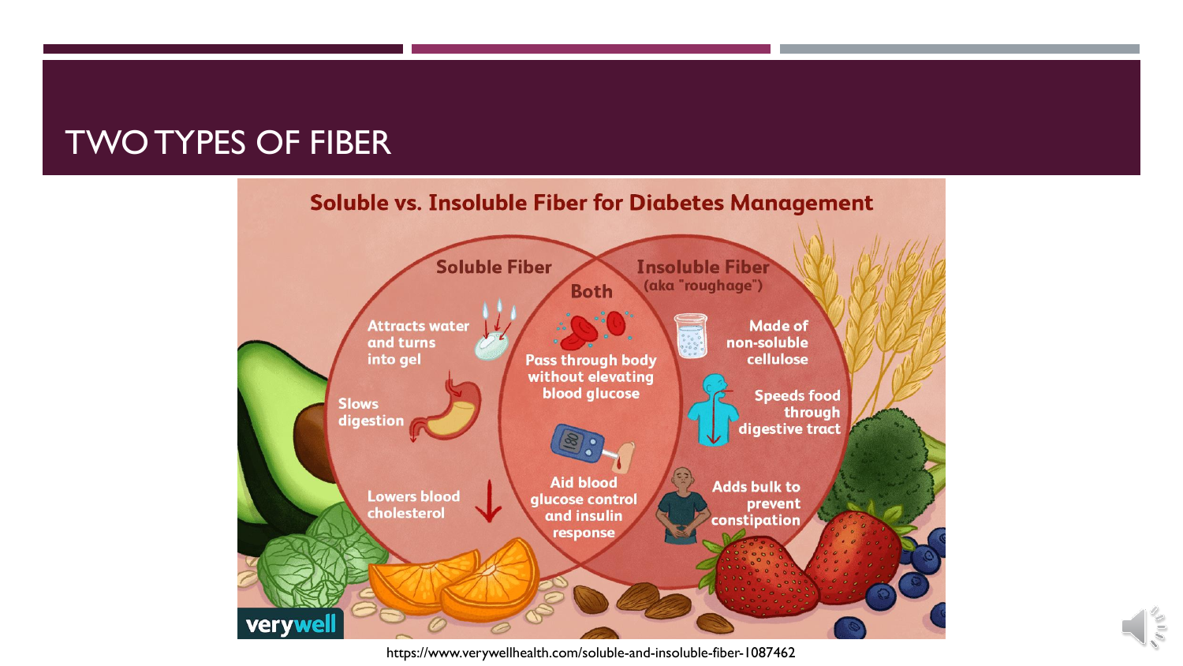# TWO TYPES OF FIBER

## Soluble vs. Insoluble Fiber for Diabetes Management

**Soluble Fiber**
- Attracts water and turns into gel
- Slows digestion
- Lowers blood cholesterol

**Both**
- Pass through body without elevating blood glucose
- Aid blood glucose control and insulin response

**Insoluble Fiber** (aka "roughage")
- Made of non-soluble cellulose
- Speeds food through digestive tract
- Adds bulk to prevent constipation

verywell

https://www.verywellhealth.com/soluble-and-insoluble-fiber-1087462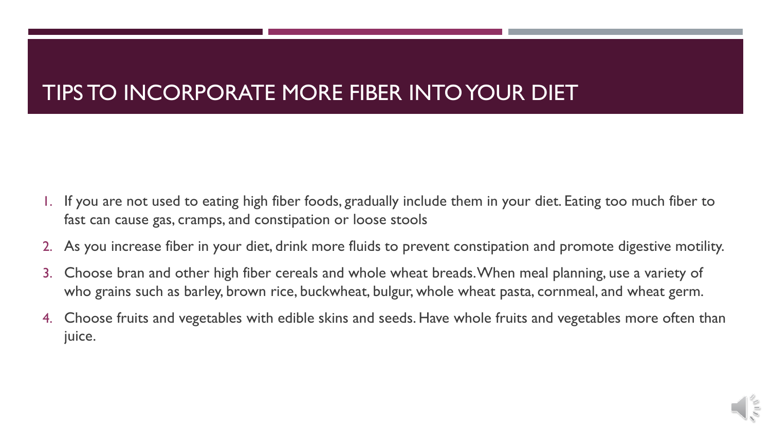# TIPS TO INCORPORATE MORE FIBER INTO YOUR DIET

1. If you are not used to eating high fiber foods, gradually include them in your diet. Eating too much fiber to fast can cause gas, cramps, and constipation or loose stools
2. As you increase fiber in your diet, drink more fluids to prevent constipation and promote digestive motility.
3. Choose bran and other high fiber cereals and whole wheat breads. When meal planning, use a variety of who grains such as barley, brown rice, buckwheat, bulgur, whole wheat pasta, cornmeal, and wheat germ.
4. Choose fruits and vegetables with edible skins and seeds. Have whole fruits and vegetables more often than juice.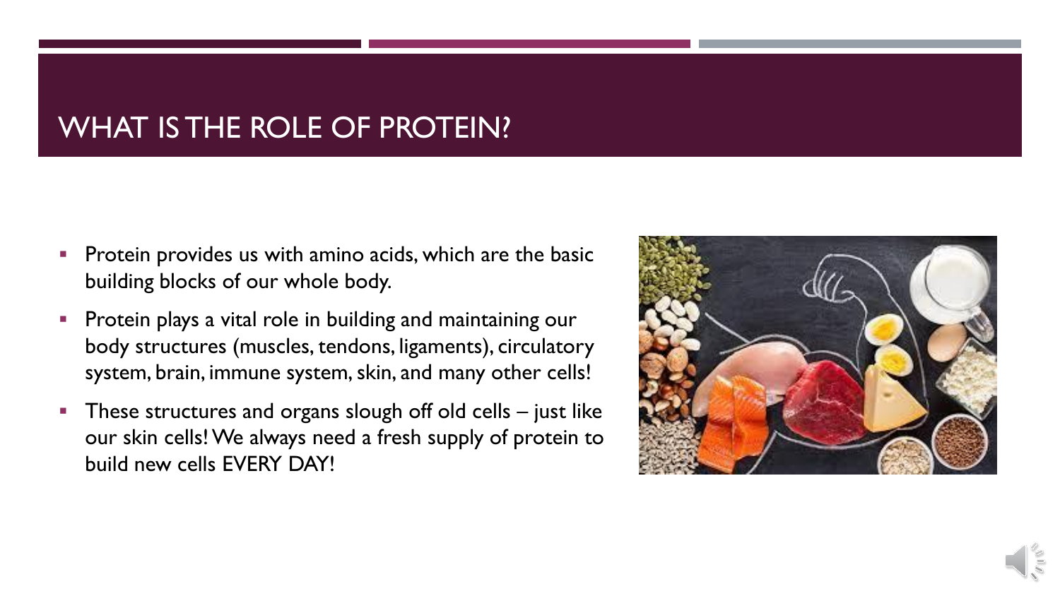# WHAT IS THE ROLE OF PROTEIN?

- Protein provides us with amino acids, which are the basic building blocks of our whole body.
- Protein plays a vital role in building and maintaining our body structures (muscles, tendons, ligaments), circulatory system, brain, immune system, skin, and many other cells!
- These structures and organs slough off old cells – just like our skin cells! We always need a fresh supply of protein to build new cells EVERY DAY!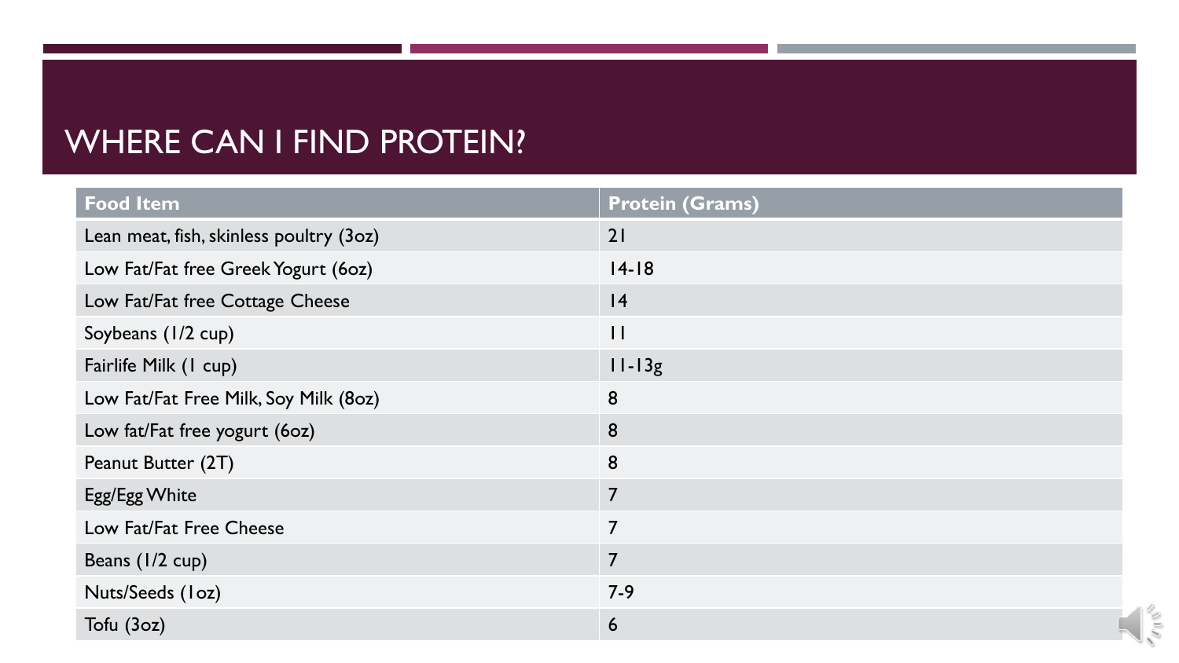# WHERE CAN I FIND PROTEIN?

| Food Item | Protein (Grams) |
| --- | --- |
| Lean meat, fish, skinless poultry (3oz) | 21 |
| Low Fat/Fat free Greek Yogurt (6oz) | 14-18 |
| Low Fat/Fat free Cottage Cheese | 14 |
| Soybeans (1/2 cup) | 11 |
| Fairlife Milk (1 cup) | 11-13g |
| Low Fat/Fat Free Milk, Soy Milk (8oz) | 8 |
| Low fat/Fat free yogurt (6oz) | 8 |
| Peanut Butter (2T) | 8 |
| Egg/Egg White | 7 |
| Low Fat/Fat Free Cheese | 7 |
| Beans (1/2 cup) | 7 |
| Nuts/Seeds (1oz) | 7-9 |
| Tofu (3oz) | 6 |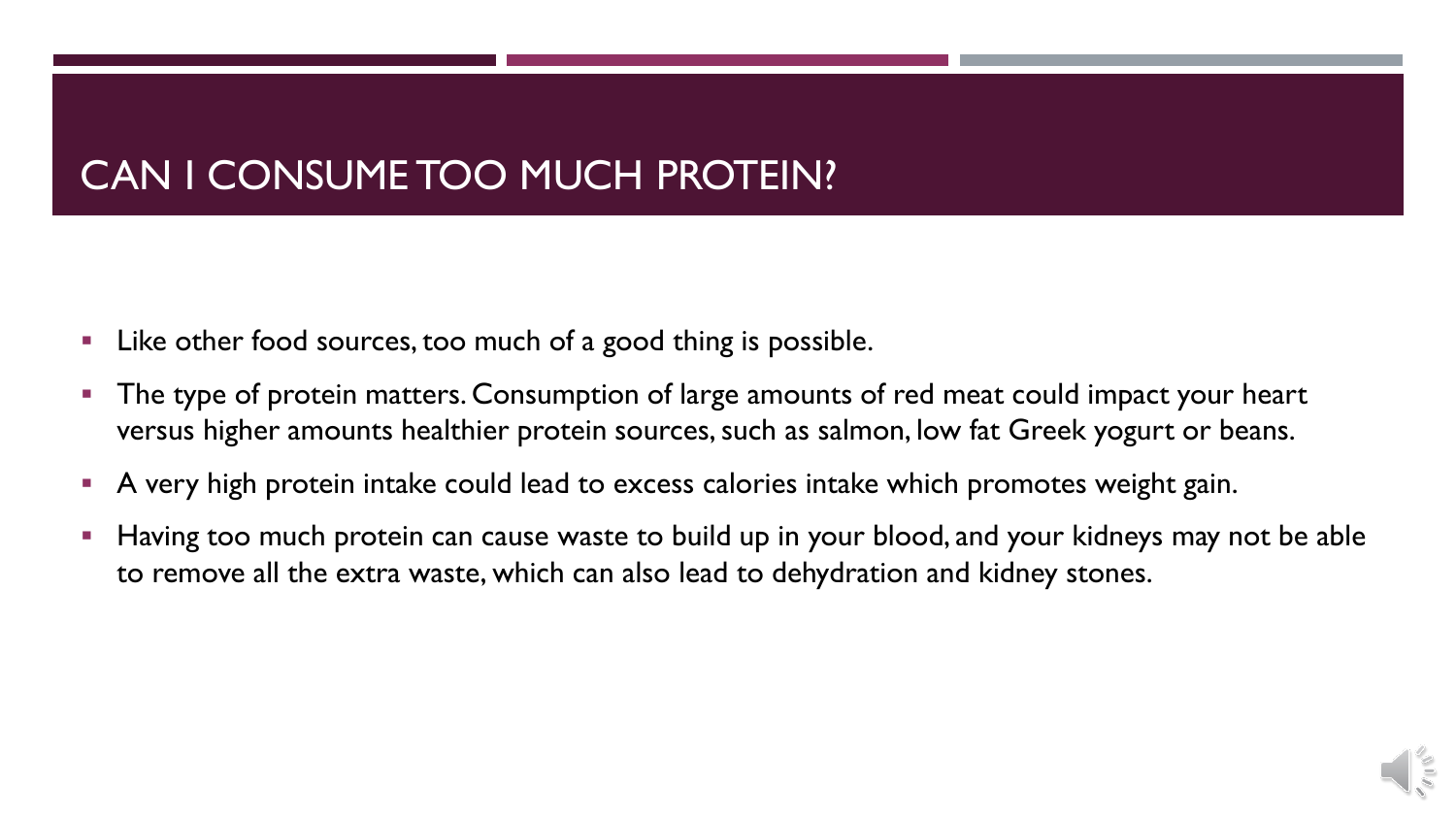# CAN I CONSUME TOO MUCH PROTEIN?

- Like other food sources, too much of a good thing is possible.
- The type of protein matters. Consumption of large amounts of red meat could impact your heart versus higher amounts healthier protein sources, such as salmon, low fat Greek yogurt or beans.
- A very high protein intake could lead to excess calories intake which promotes weight gain.
- Having too much protein can cause waste to build up in your blood, and your kidneys may not be able to remove all the extra waste, which can also lead to dehydration and kidney stones.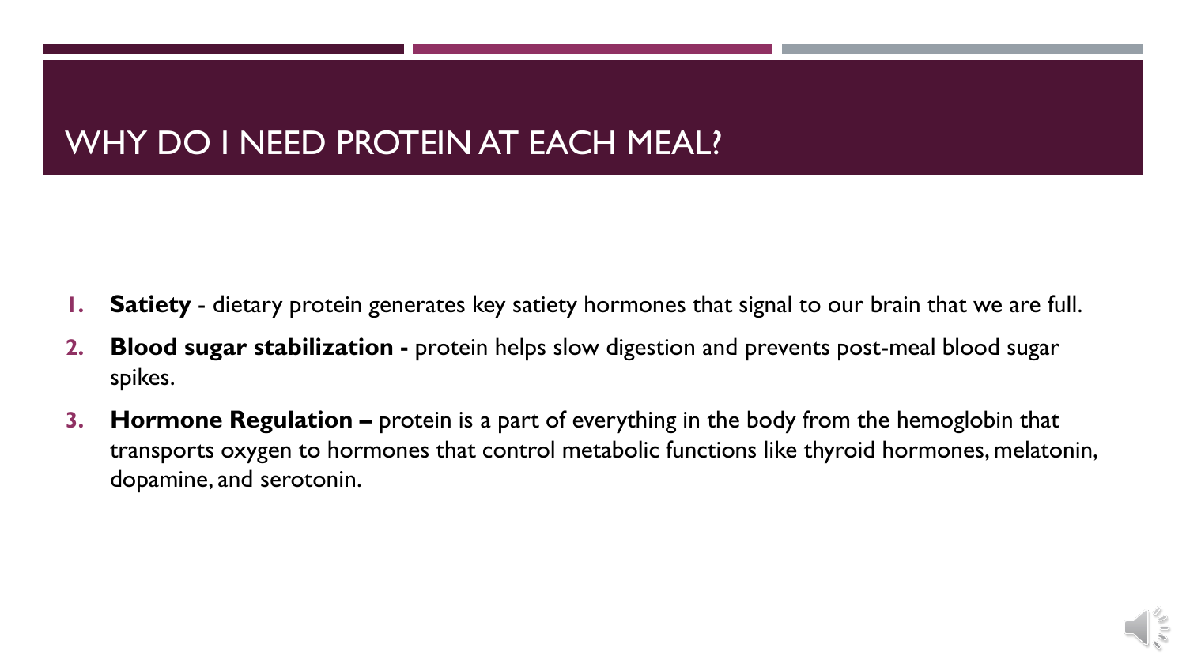# WHY DO I NEED PROTEIN AT EACH MEAL?

1. **Satiety** - dietary protein generates key satiety hormones that signal to our brain that we are full.
2. **Blood sugar stabilization -** protein helps slow digestion and prevents post-meal blood sugar spikes.
3. **Hormone Regulation –** protein is a part of everything in the body from the hemoglobin that transports oxygen to hormones that control metabolic functions like thyroid hormones, melatonin, dopamine, and serotonin.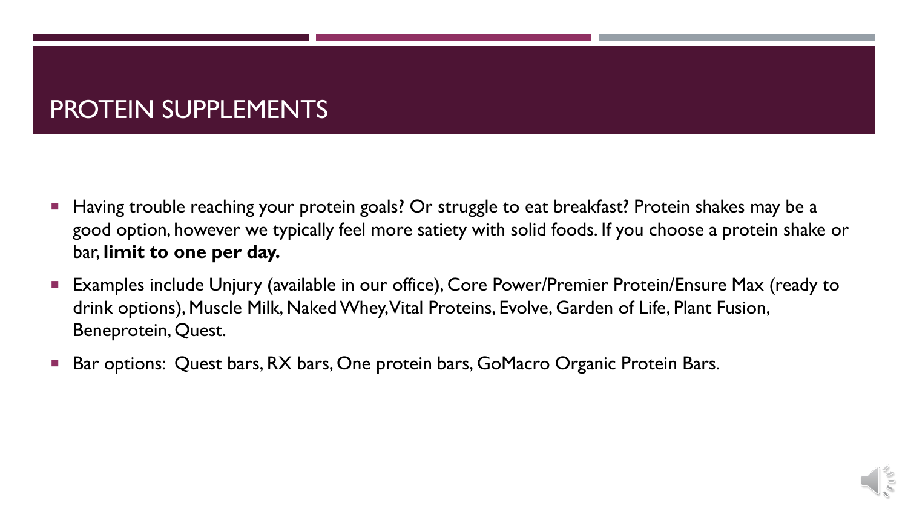# PROTEIN SUPPLEMENTS

- Having trouble reaching your protein goals? Or struggle to eat breakfast? Protein shakes may be a good option, however we typically feel more satiety with solid foods. If you choose a protein shake or bar, **limit to one per day.**
- Examples include Unjury (available in our office), Core Power/Premier Protein/Ensure Max (ready to drink options), Muscle Milk, Naked Whey, Vital Proteins, Evolve, Garden of Life, Plant Fusion, Beneprotein, Quest.
- Bar options: Quest bars, RX bars, One protein bars, GoMacro Organic Protein Bars.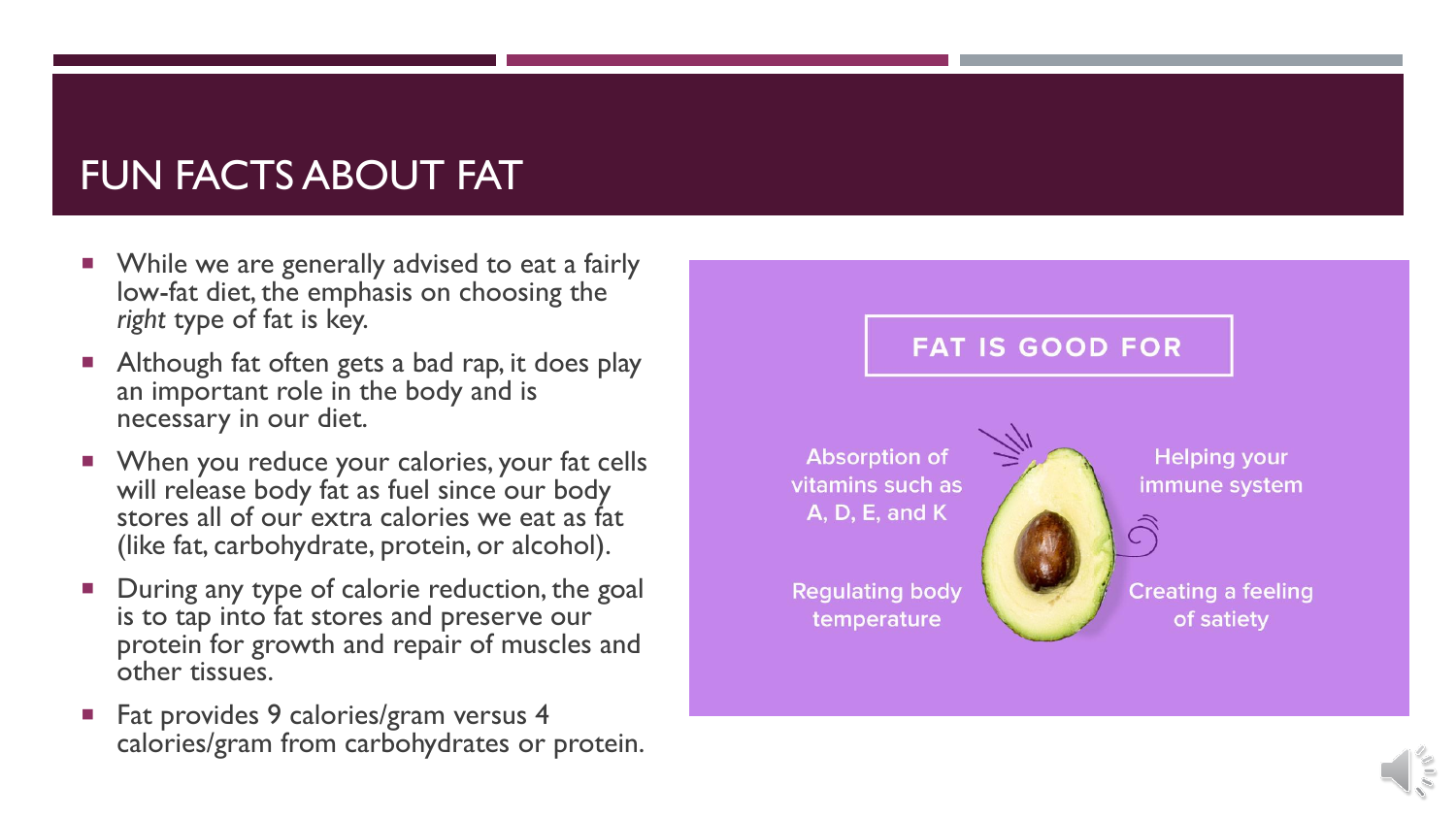# FUN FACTS ABOUT FAT

- While we are generally advised to eat a fairly low-fat diet, the emphasis on choosing the *right* type of fat is key.
- Although fat often gets a bad rap, it does play an important role in the body and is necessary in our diet.
- When you reduce your calories, your fat cells will release body fat as fuel since our body stores all of our extra calories we eat as fat (like fat, carbohydrate, protein, or alcohol).
- During any type of calorie reduction, the goal is to tap into fat stores and preserve our protein for growth and repair of muscles and other tissues.
- Fat provides 9 calories/gram versus 4 calories/gram from carbohydrates or protein.

**FAT IS GOOD FOR**

- Absorption of vitamins such as A, D, E, and K
- Helping your immune system
- Regulating body temperature
- Creating a feeling of satiety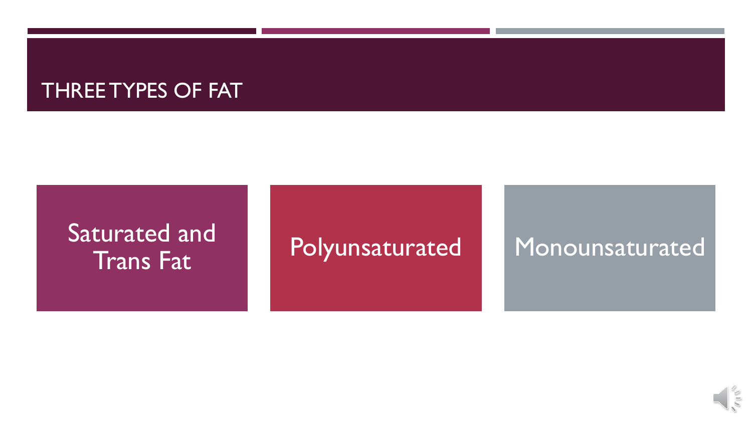# THREE TYPES OF FAT

- Saturated and Trans Fat
- Polyunsaturated
- Monounsaturated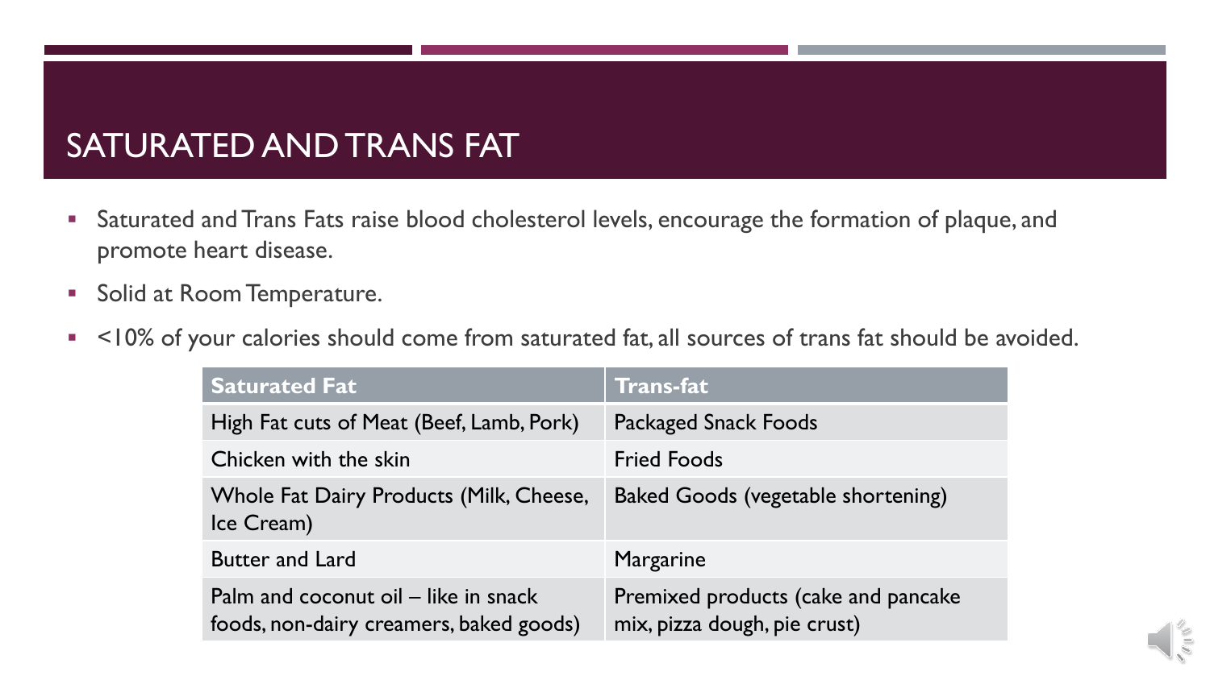# SATURATED AND TRANS FAT

- Saturated and Trans Fats raise blood cholesterol levels, encourage the formation of plaque, and promote heart disease.
- Solid at Room Temperature.
- <10% of your calories should come from saturated fat, all sources of trans fat should be avoided.

| Saturated Fat | Trans-fat |
|---|---|
| High Fat cuts of Meat (Beef, Lamb, Pork) | Packaged Snack Foods |
| Chicken with the skin | Fried Foods |
| Whole Fat Dairy Products (Milk, Cheese, Ice Cream) | Baked Goods (vegetable shortening) |
| Butter and Lard | Margarine |
| Palm and coconut oil – like in snack foods, non-dairy creamers, baked goods) | Premixed products (cake and pancake mix, pizza dough, pie crust) |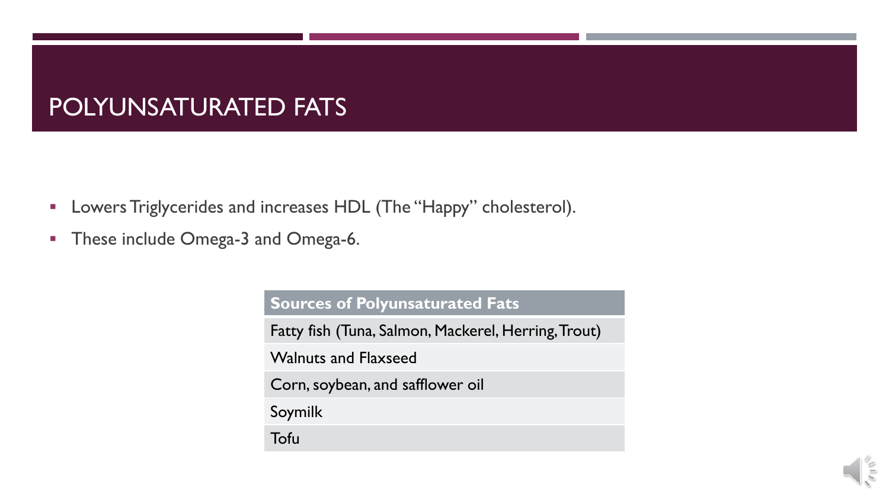# POLYUNSATURATED FATS

- Lowers Triglycerides and increases HDL (The "Happy" cholesterol).
- These include Omega-3 and Omega-6.

| Sources of Polyunsaturated Fats |
| --- |
| Fatty fish (Tuna, Salmon, Mackerel, Herring, Trout) |
| Walnuts and Flaxseed |
| Corn, soybean, and safflower oil |
| Soymilk |
| Tofu |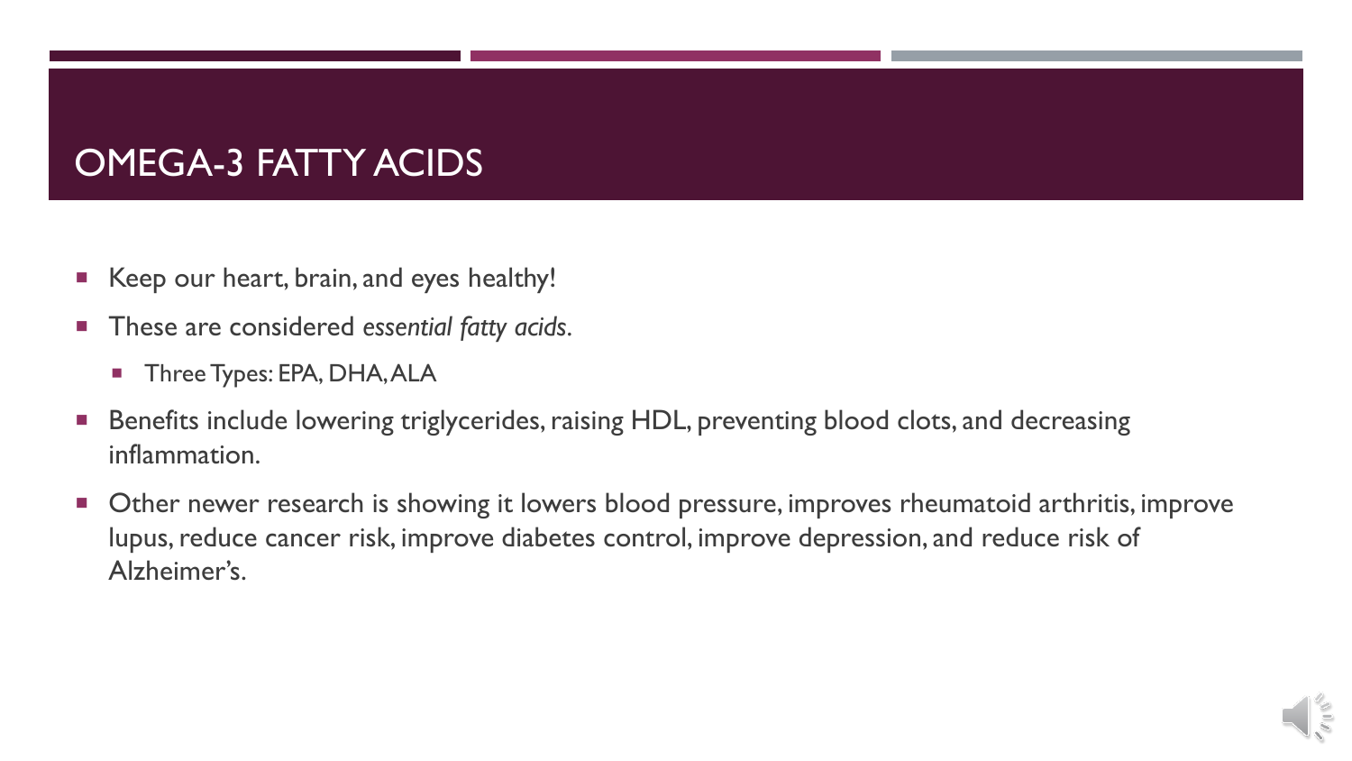# OMEGA-3 FATTY ACIDS

- Keep our heart, brain, and eyes healthy!
- These are considered *essential fatty acids*.
  - Three Types: EPA, DHA, ALA
- Benefits include lowering triglycerides, raising HDL, preventing blood clots, and decreasing inflammation.
- Other newer research is showing it lowers blood pressure, improves rheumatoid arthritis, improve lupus, reduce cancer risk, improve diabetes control, improve depression, and reduce risk of Alzheimer's.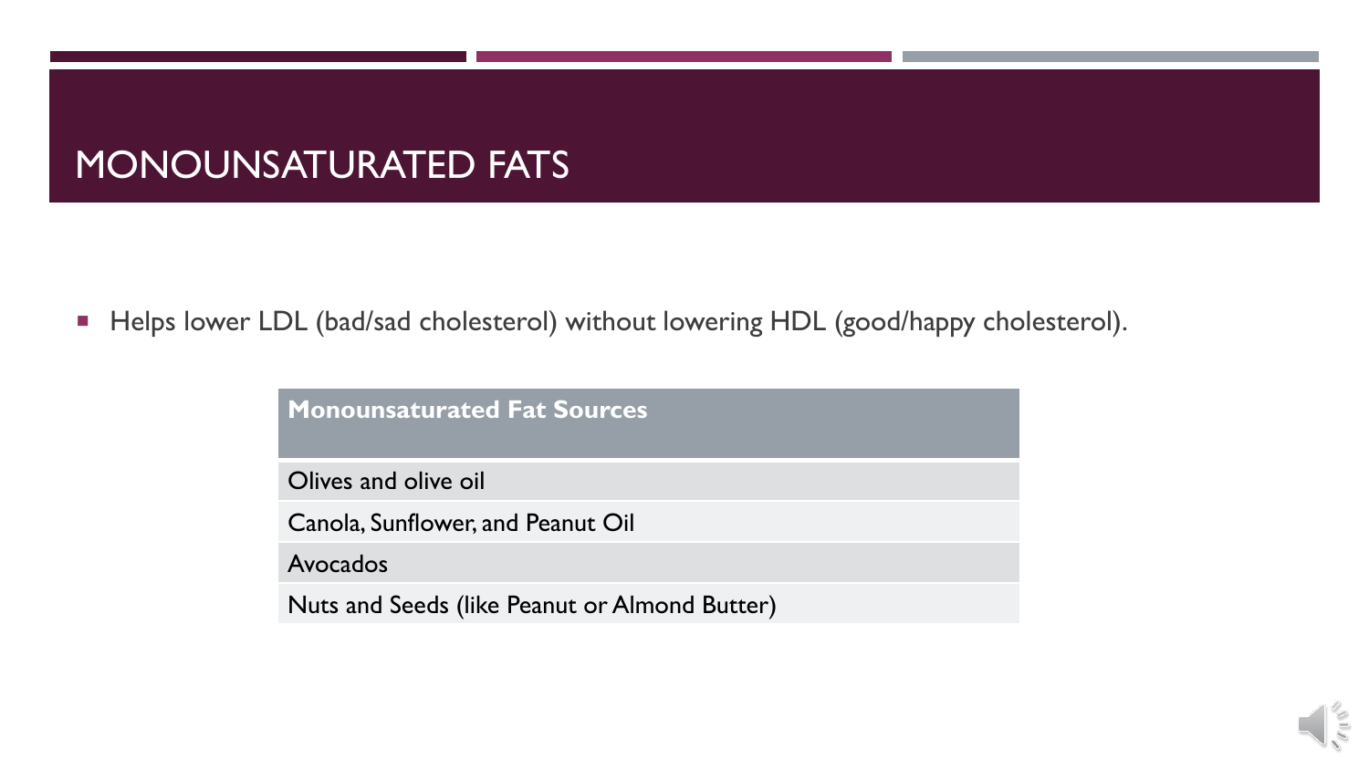# MONOUNSATURATED FATS

- Helps lower LDL (bad/sad cholesterol) without lowering HDL (good/happy cholesterol).

| Monounsaturated Fat Sources |
| --- |
| Olives and olive oil |
| Canola, Sunflower, and Peanut Oil |
| Avocados |
| Nuts and Seeds (like Peanut or Almond Butter) |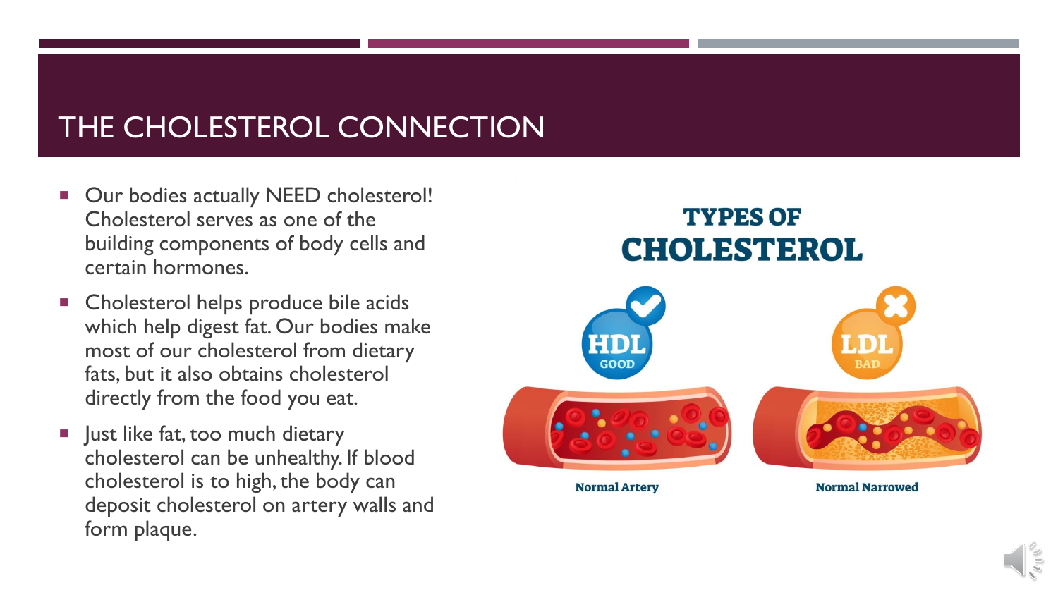# THE CHOLESTEROL CONNECTION

- Our bodies actually NEED cholesterol! Cholesterol serves as one of the building components of body cells and certain hormones.
- Cholesterol helps produce bile acids which help digest fat. Our bodies make most of our cholesterol from dietary fats, but it also obtains cholesterol directly from the food you eat.
- Just like fat, too much dietary cholesterol can be unhealthy. If blood cholesterol is to high, the body can deposit cholesterol on artery walls and form plaque.

## TYPES OF CHOLESTEROL

HDL GOOD

LDL BAD

Normal Artery

Normal Narrowed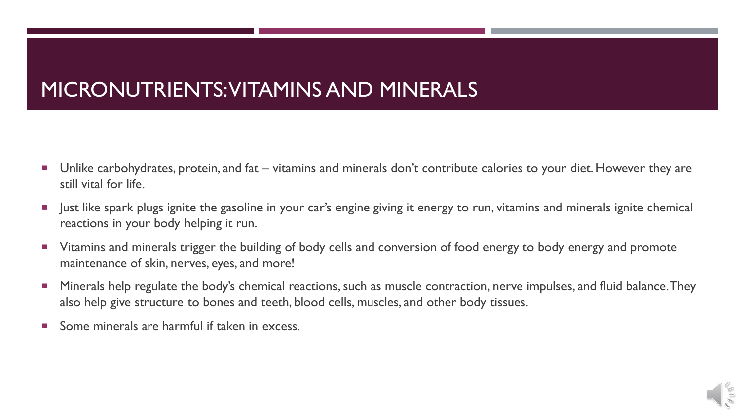# MICRONUTRIENTS: VITAMINS AND MINERALS

- Unlike carbohydrates, protein, and fat – vitamins and minerals don't contribute calories to your diet. However they are still vital for life.
- Just like spark plugs ignite the gasoline in your car's engine giving it energy to run, vitamins and minerals ignite chemical reactions in your body helping it run.
- Vitamins and minerals trigger the building of body cells and conversion of food energy to body energy and promote maintenance of skin, nerves, eyes, and more!
- Minerals help regulate the body's chemical reactions, such as muscle contraction, nerve impulses, and fluid balance. They also help give structure to bones and teeth, blood cells, muscles, and other body tissues.
- Some minerals are harmful if taken in excess.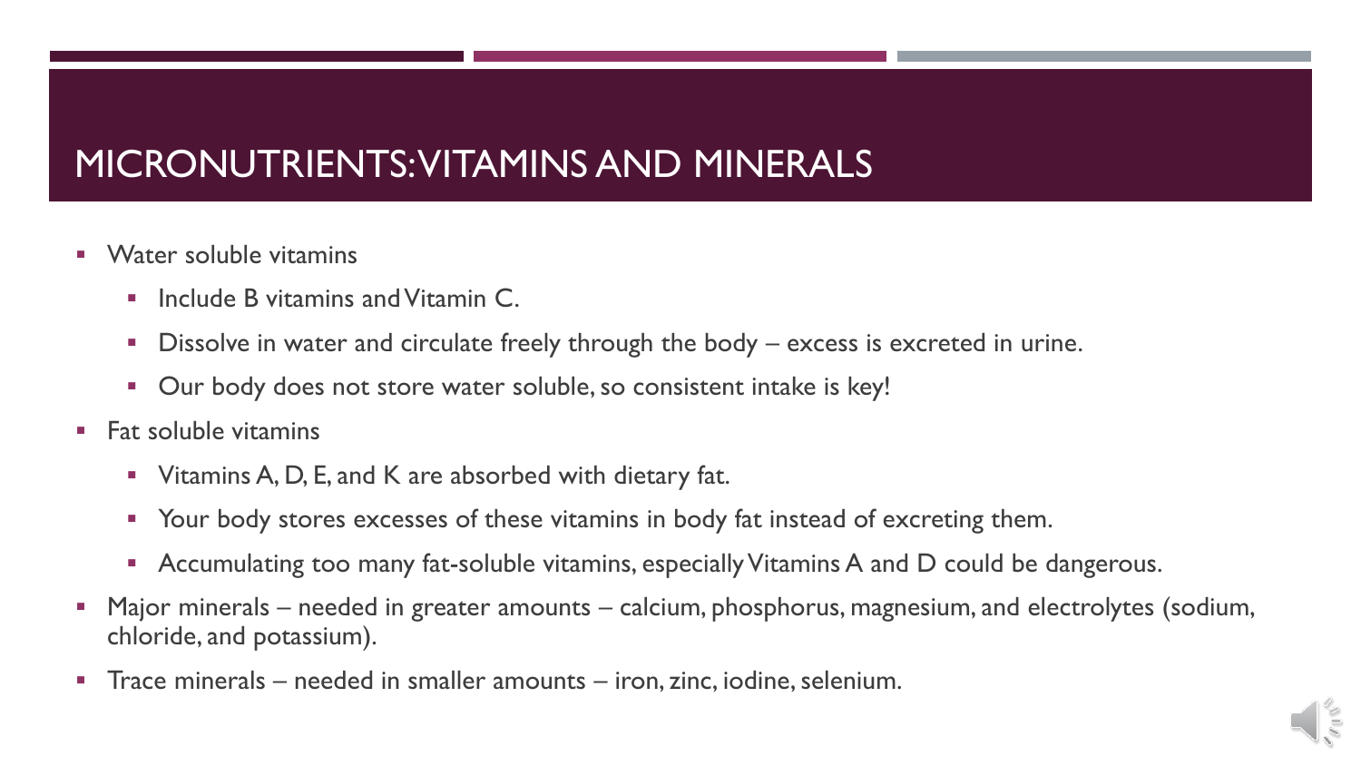# MICRONUTRIENTS: VITAMINS AND MINERALS

- Water soluble vitamins
  - Include B vitamins and Vitamin C.
  - Dissolve in water and circulate freely through the body – excess is excreted in urine.
  - Our body does not store water soluble, so consistent intake is key!
- Fat soluble vitamins
  - Vitamins A, D, E, and K are absorbed with dietary fat.
  - Your body stores excesses of these vitamins in body fat instead of excreting them.
  - Accumulating too many fat-soluble vitamins, especially Vitamins A and D could be dangerous.
- Major minerals – needed in greater amounts – calcium, phosphorus, magnesium, and electrolytes (sodium, chloride, and potassium).
- Trace minerals – needed in smaller amounts – iron, zinc, iodine, selenium.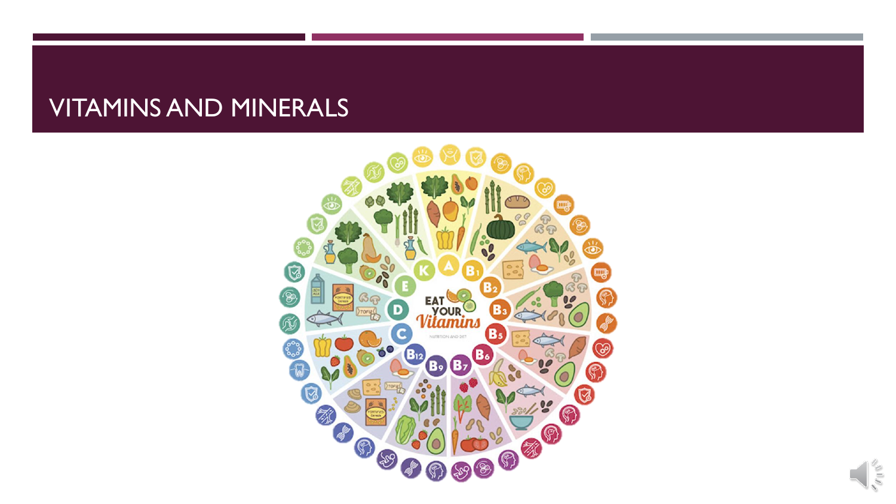# VITAMINS AND MINERALS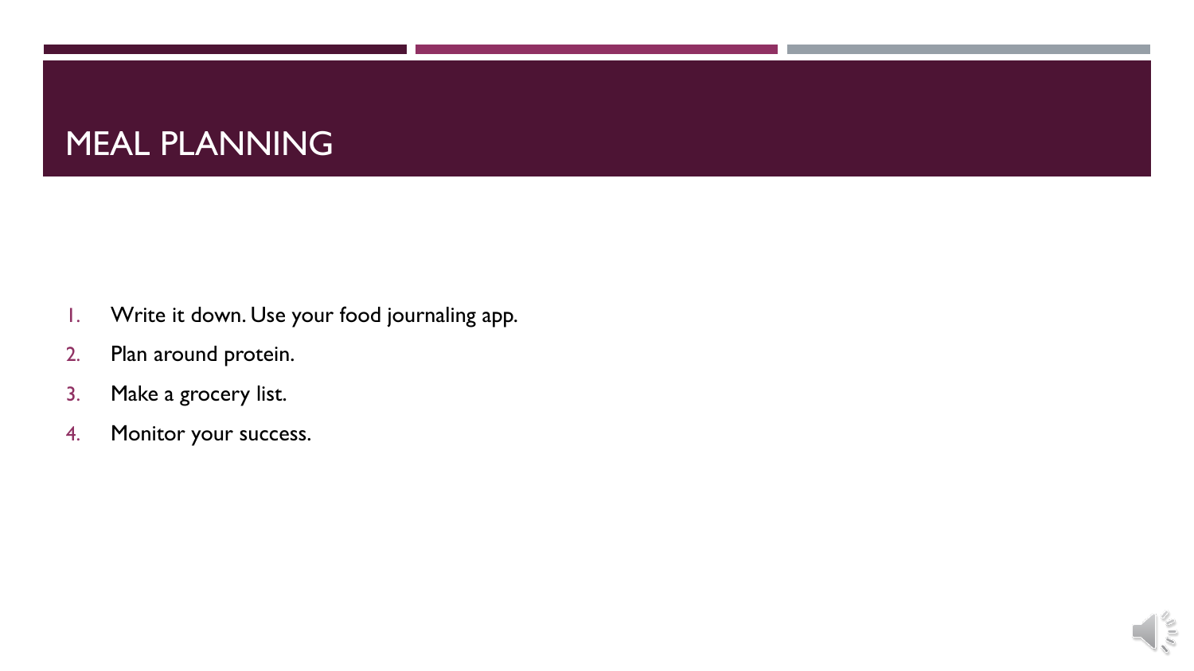# MEAL PLANNING

1. Write it down. Use your food journaling app.
2. Plan around protein.
3. Make a grocery list.
4. Monitor your success.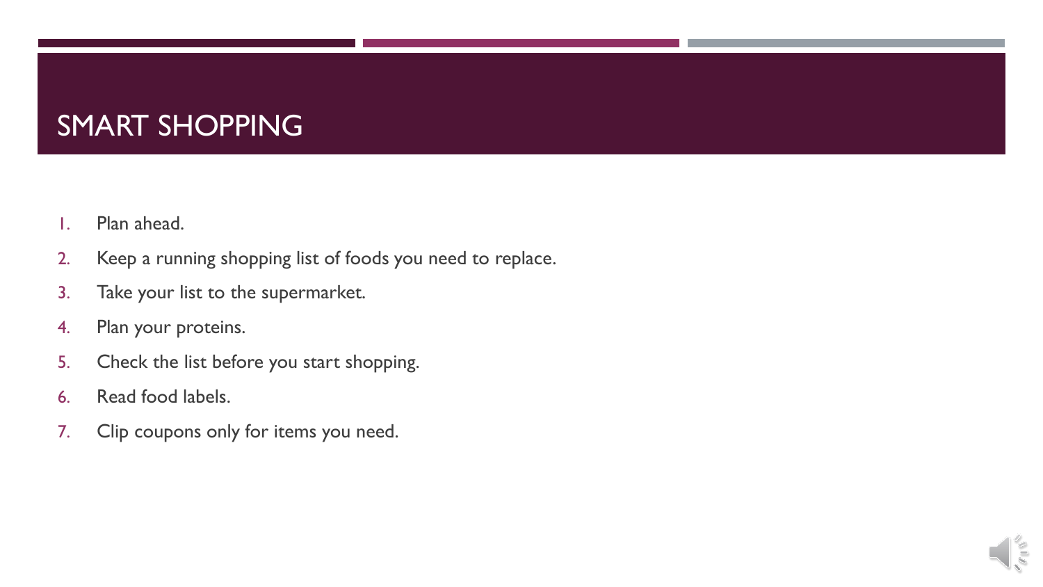# SMART SHOPPING

1. Plan ahead.
2. Keep a running shopping list of foods you need to replace.
3. Take your list to the supermarket.
4. Plan your proteins.
5. Check the list before you start shopping.
6. Read food labels.
7. Clip coupons only for items you need.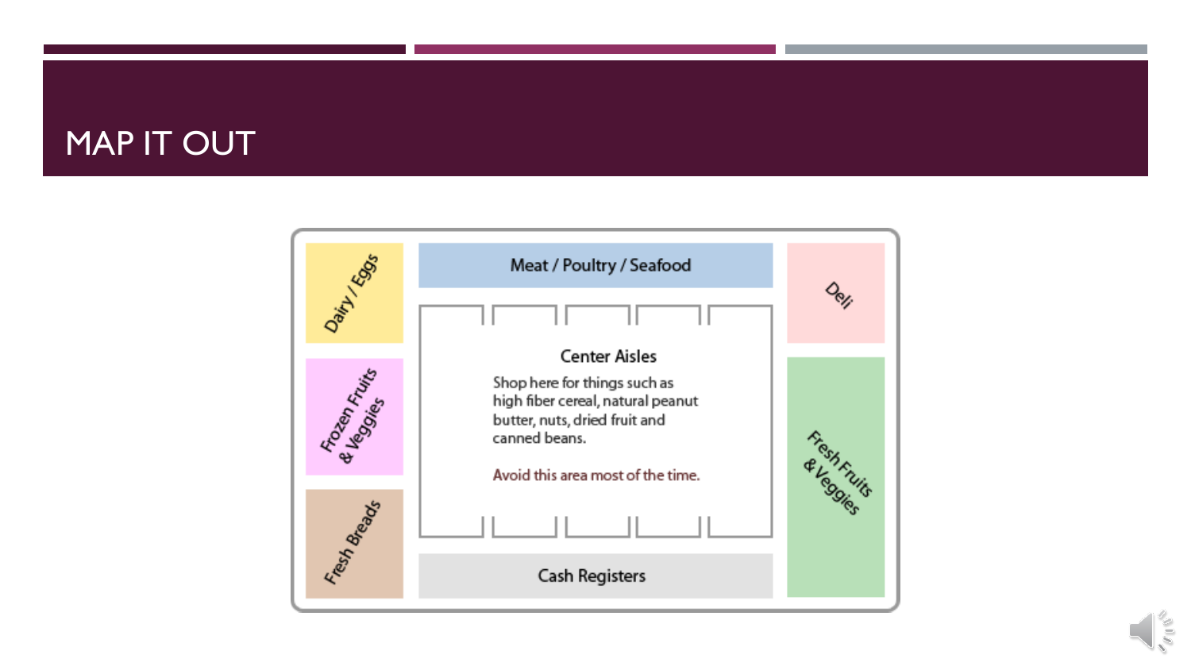# MAP IT OUT

Dairy / Eggs

Meat / Poultry / Seafood

Deli

Frozen Fruits & Veggies

Center Aisles

Shop here for things such as high fiber cereal, natural peanut butter, nuts, dried fruit and canned beans.

Avoid this area most of the time.

Fresh Fruits & Veggies

Fresh Breads

Cash Registers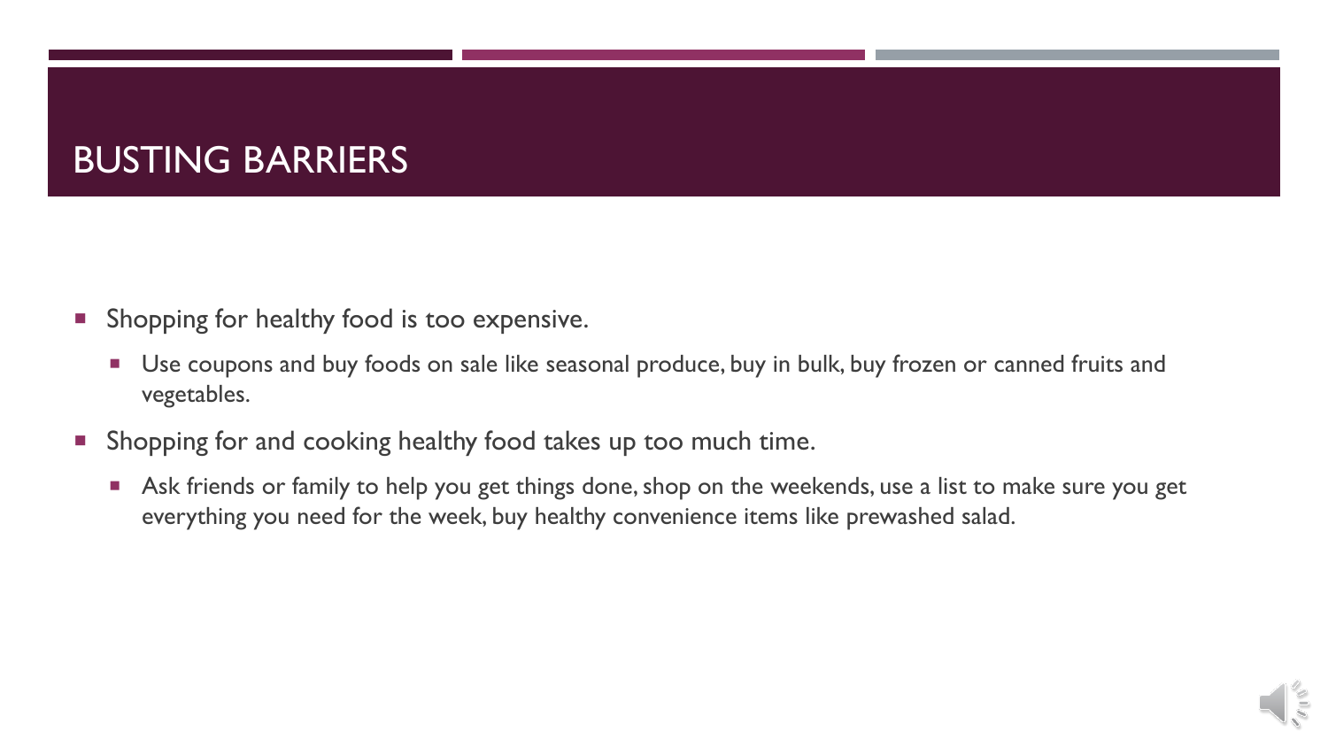# BUSTING BARRIERS

- Shopping for healthy food is too expensive.
  - Use coupons and buy foods on sale like seasonal produce, buy in bulk, buy frozen or canned fruits and vegetables.
- Shopping for and cooking healthy food takes up too much time.
  - Ask friends or family to help you get things done, shop on the weekends, use a list to make sure you get everything you need for the week, buy healthy convenience items like prewashed salad.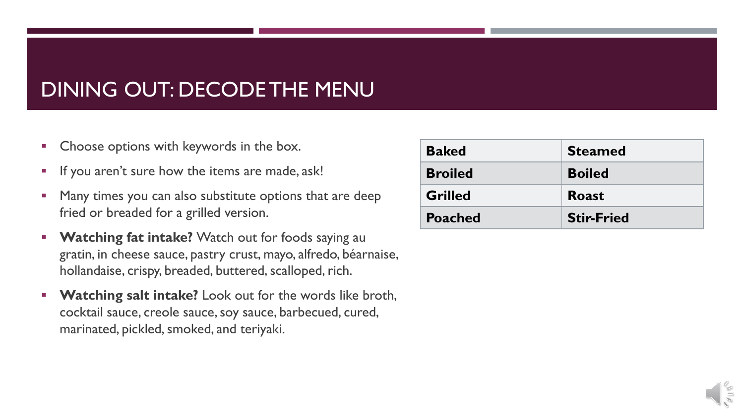# DINING OUT: DECODE THE MENU

- Choose options with keywords in the box.
- If you aren't sure how the items are made, ask!
- Many times you can also substitute options that are deep fried or breaded for a grilled version.
- **Watching fat intake?** Watch out for foods saying au gratin, in cheese sauce, pastry crust, mayo, alfredo, béarnaise, hollandaise, crispy, breaded, buttered, scalloped, rich.
- **Watching salt intake?** Look out for the words like broth, cocktail sauce, creole sauce, soy sauce, barbecued, cured, marinated, pickled, smoked, and teriyaki.

| | |
|---|---|
| **Baked** | **Steamed** |
| **Broiled** | **Boiled** |
| **Grilled** | **Roast** |
| **Poached** | **Stir-Fried** |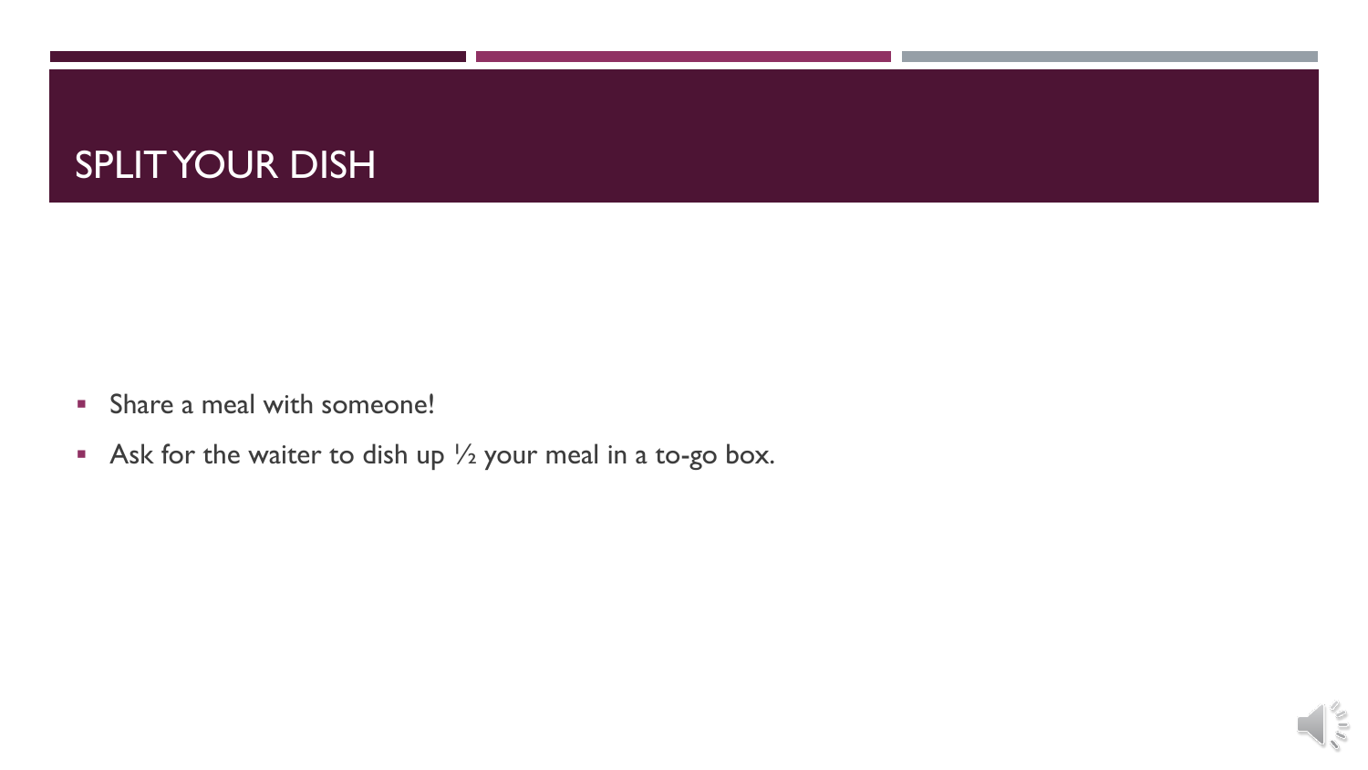# SPLIT YOUR DISH

- Share a meal with someone!
- Ask for the waiter to dish up ½ your meal in a to-go box.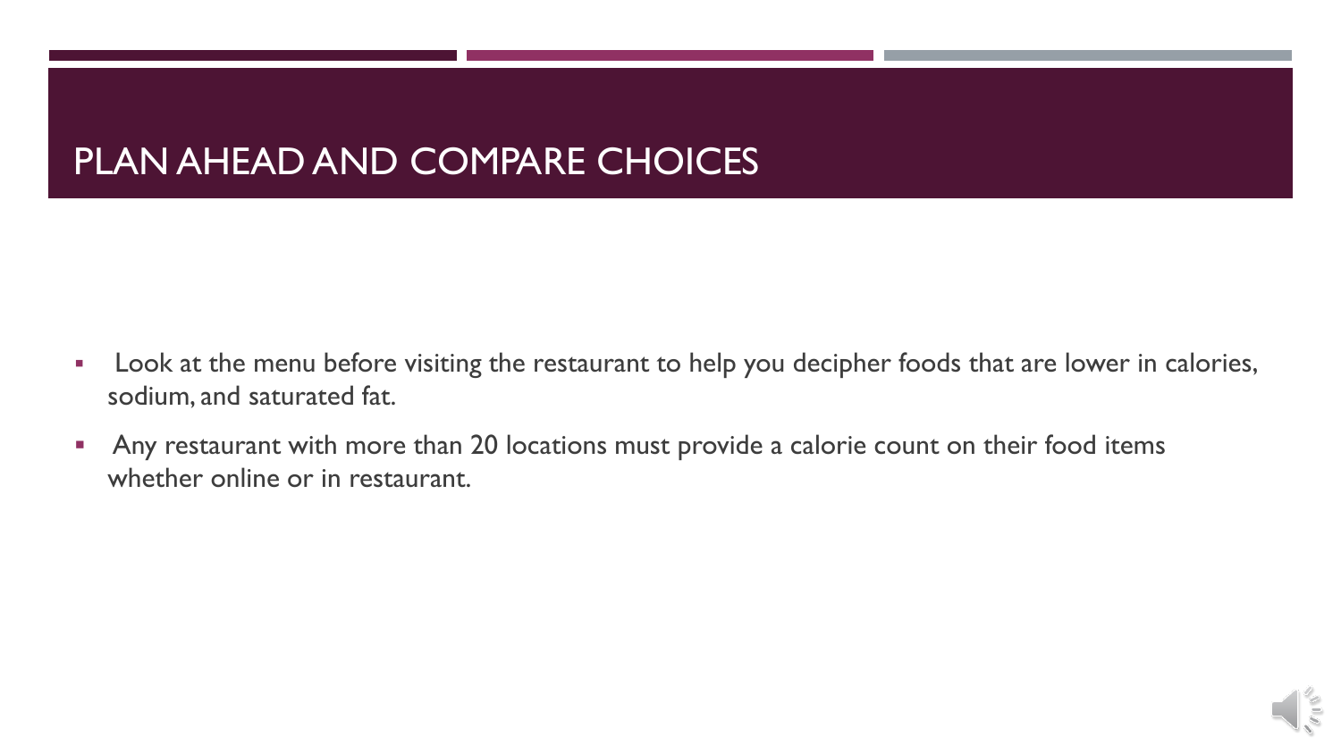# PLAN AHEAD AND COMPARE CHOICES

- Look at the menu before visiting the restaurant to help you decipher foods that are lower in calories, sodium, and saturated fat.
- Any restaurant with more than 20 locations must provide a calorie count on their food items whether online or in restaurant.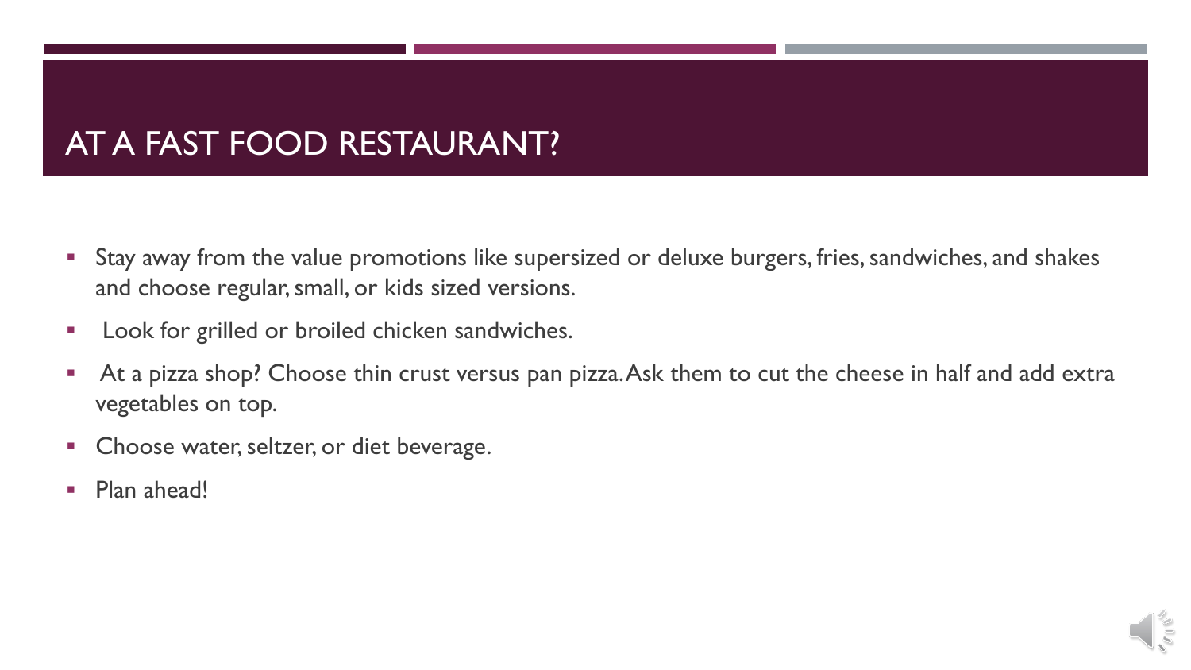# AT A FAST FOOD RESTAURANT?

- Stay away from the value promotions like supersized or deluxe burgers, fries, sandwiches, and shakes and choose regular, small, or kids sized versions.
- Look for grilled or broiled chicken sandwiches.
- At a pizza shop? Choose thin crust versus pan pizza. Ask them to cut the cheese in half and add extra vegetables on top.
- Choose water, seltzer, or diet beverage.
- Plan ahead!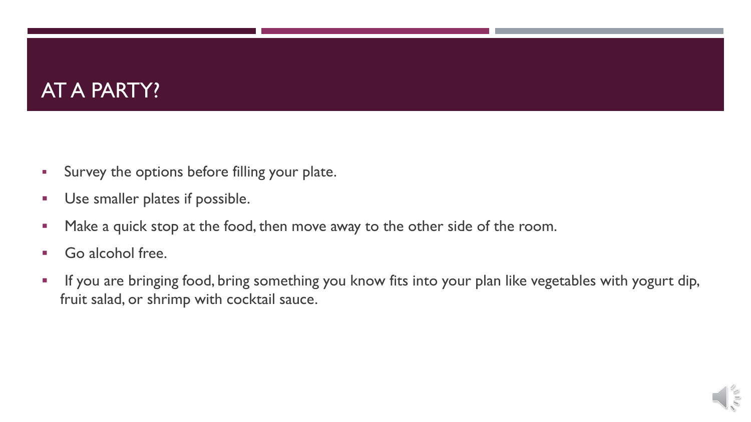# AT A PARTY?

- Survey the options before filling your plate.
- Use smaller plates if possible.
- Make a quick stop at the food, then move away to the other side of the room.
- Go alcohol free.
- If you are bringing food, bring something you know fits into your plan like vegetables with yogurt dip, fruit salad, or shrimp with cocktail sauce.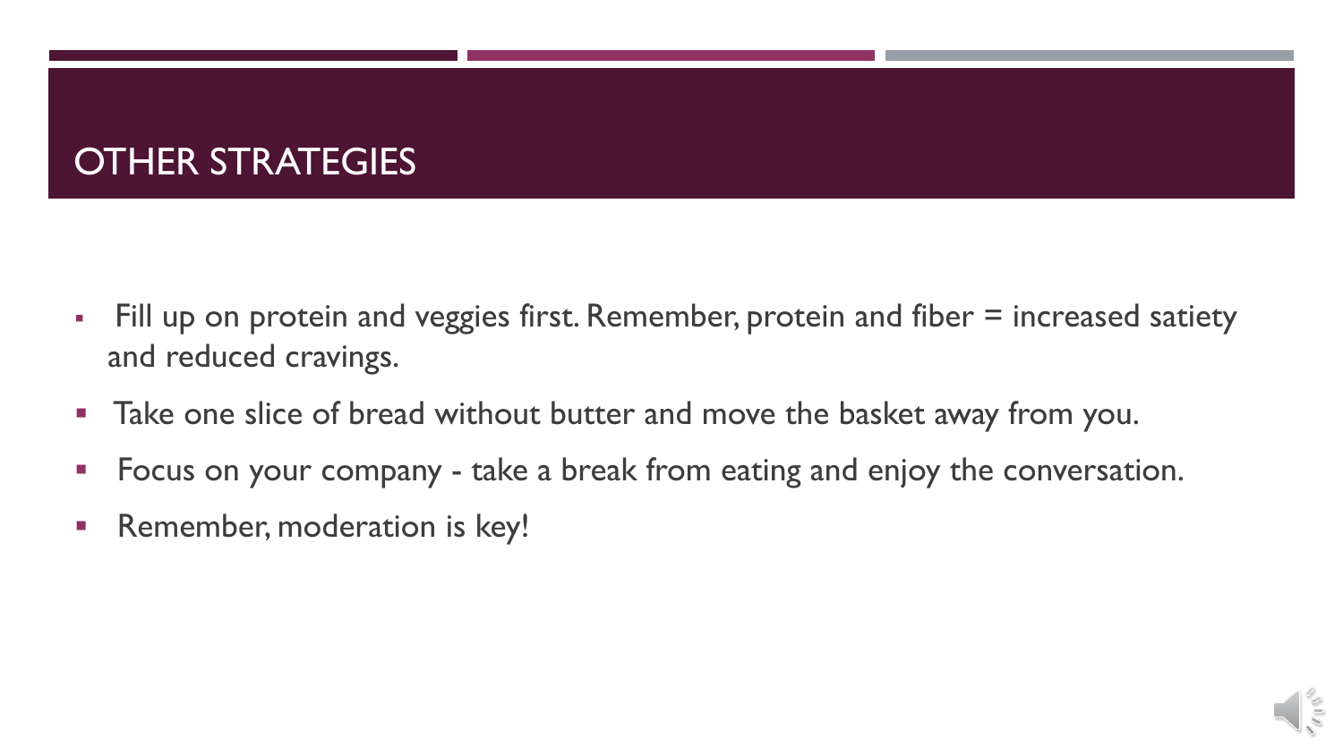# OTHER STRATEGIES

- Fill up on protein and veggies first. Remember, protein and fiber = increased satiety and reduced cravings.
- Take one slice of bread without butter and move the basket away from you.
- Focus on your company - take a break from eating and enjoy the conversation.
- Remember, moderation is key!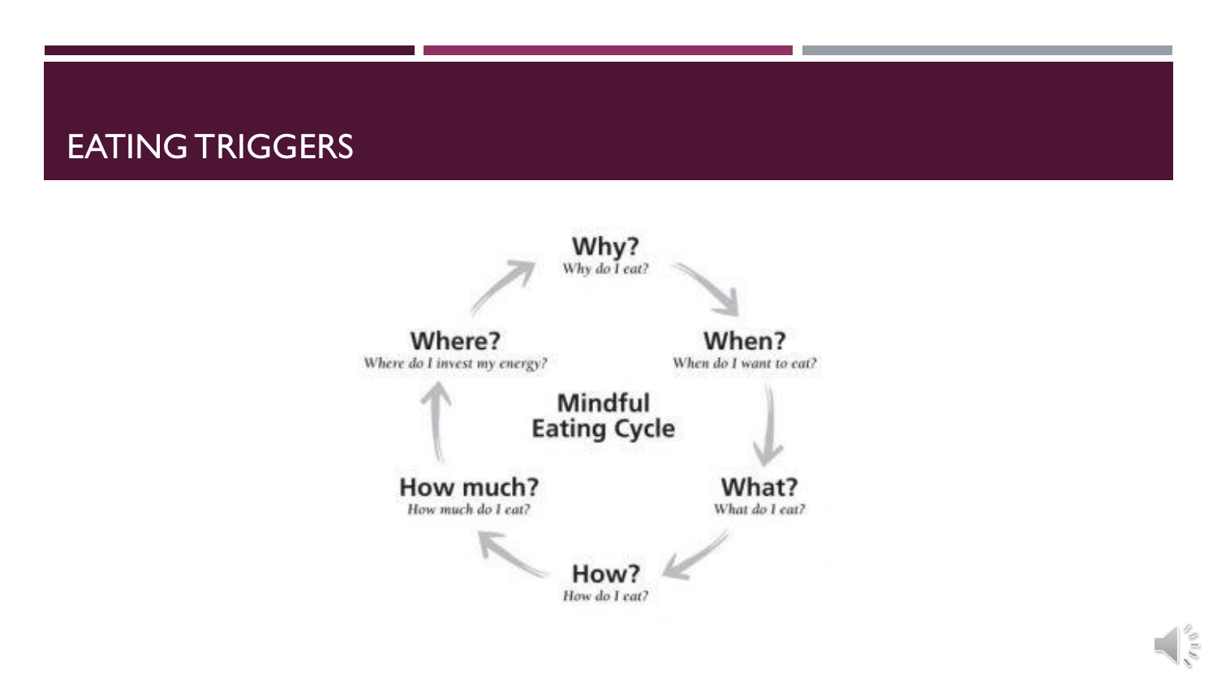# EATING TRIGGERS

**Mindful Eating Cycle**

- **Why?** *Why do I eat?*
- **When?** *When do I want to eat?*
- **What?** *What do I eat?*
- **How?** *How do I eat?*
- **How much?** *How much do I eat?*
- **Where?** *Where do I invest my energy?*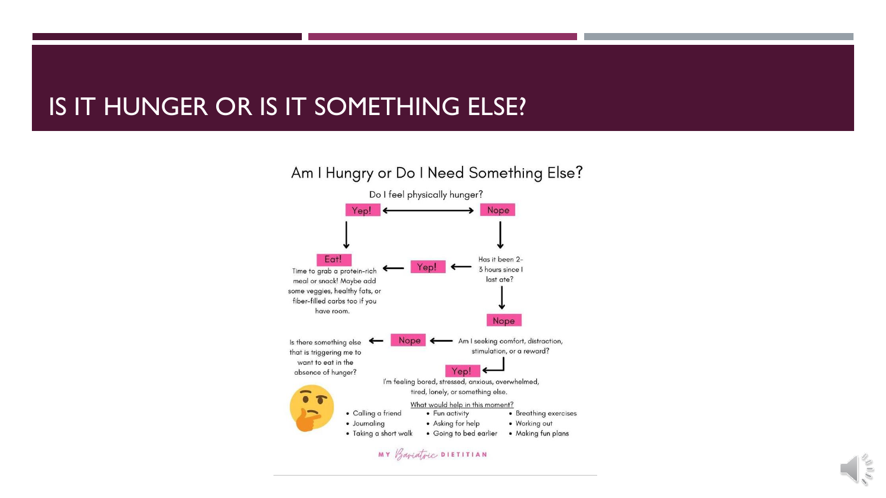# IS IT HUNGER OR IS IT SOMETHING ELSE?

## Am I Hungry or Do I Need Something Else?

Do I feel physically hunger?

- **Yep!** → **Eat!** Time to grab a protein-rich meal or snack! Maybe add some veggies, healthy fats, or fiber-filled carbs too if you have room.
- **Nope** → Has it been 2-3 hours since I last ate?
  - **Yep!** → **Eat!**
  - **Nope** → Am I seeking comfort, distraction, stimulation, or a reward?
    - **Nope** → Is there something else that is triggering me to want to eat in the absence of hunger?
    - **Yep!** → I'm feeling bored, stressed, anxious, overwhelmed, tired, lonely, or something else.

What would help in this moment?

- Calling a friend
- Journaling
- Taking a short walk
- Fun activity
- Asking for help
- Going to bed earlier
- Breathing exercises
- Working out
- Making fun plans

MY Bariatric DIETITIAN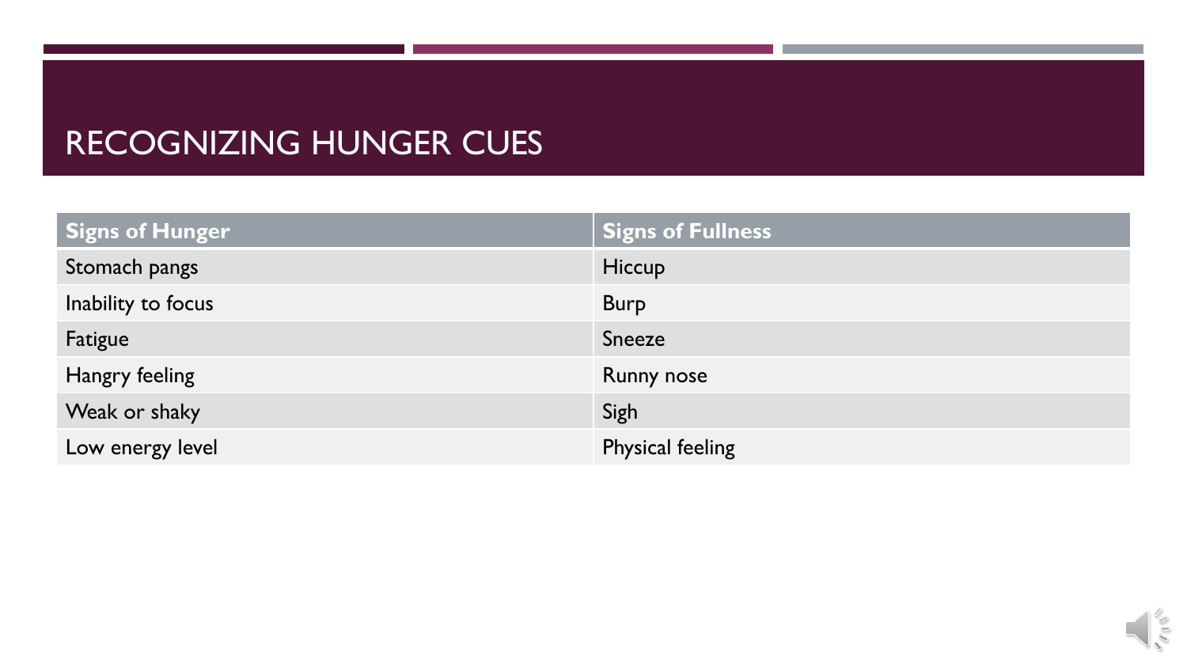# RECOGNIZING HUNGER CUES

| Signs of Hunger | Signs of Fullness |
|---|---|
| Stomach pangs | Hiccup |
| Inability to focus | Burp |
| Fatigue | Sneeze |
| Hangry feeling | Runny nose |
| Weak or shaky | Sigh |
| Low energy level | Physical feeling |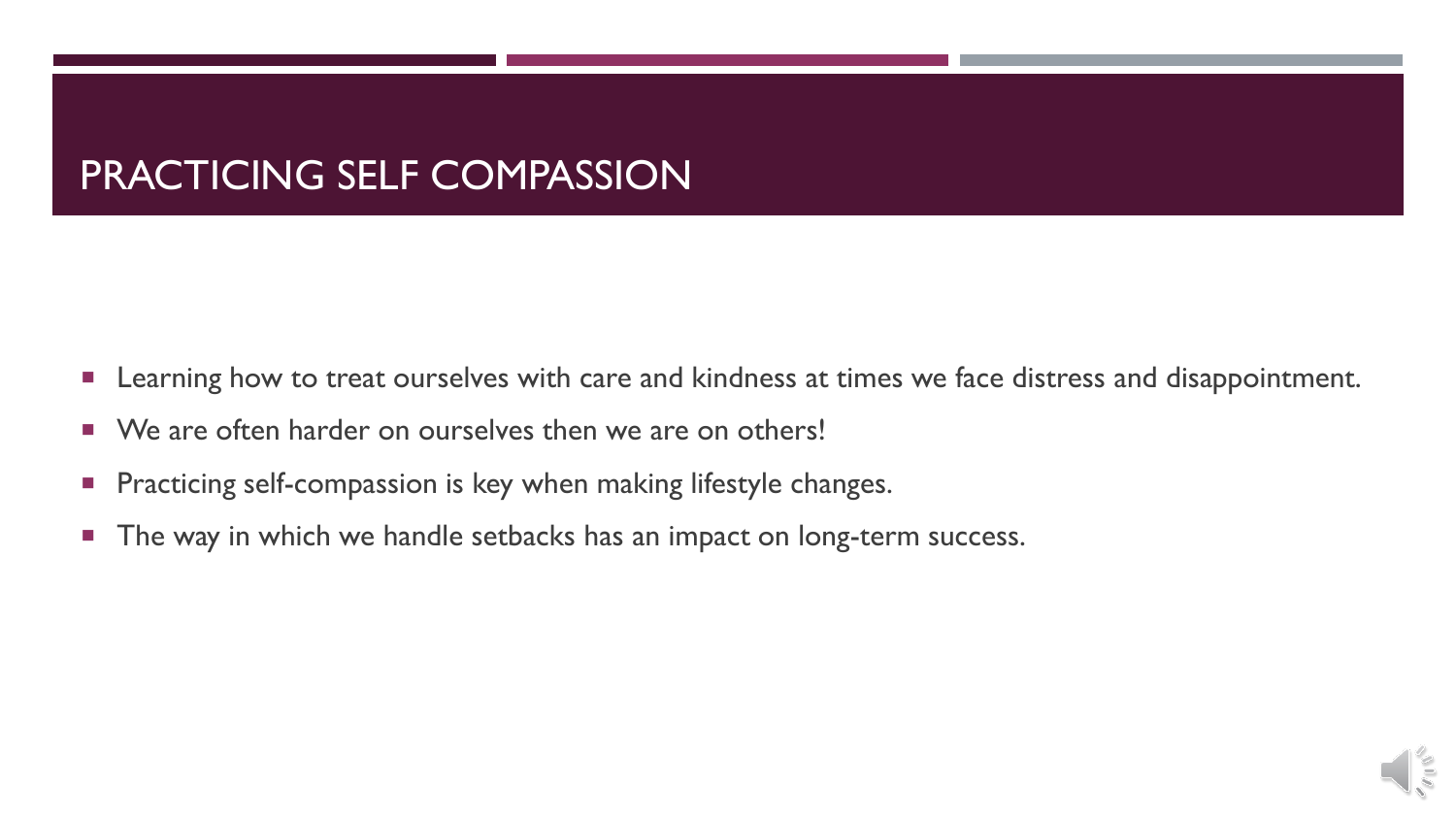# PRACTICING SELF COMPASSION

- Learning how to treat ourselves with care and kindness at times we face distress and disappointment.
- We are often harder on ourselves then we are on others!
- Practicing self-compassion is key when making lifestyle changes.
- The way in which we handle setbacks has an impact on long-term success.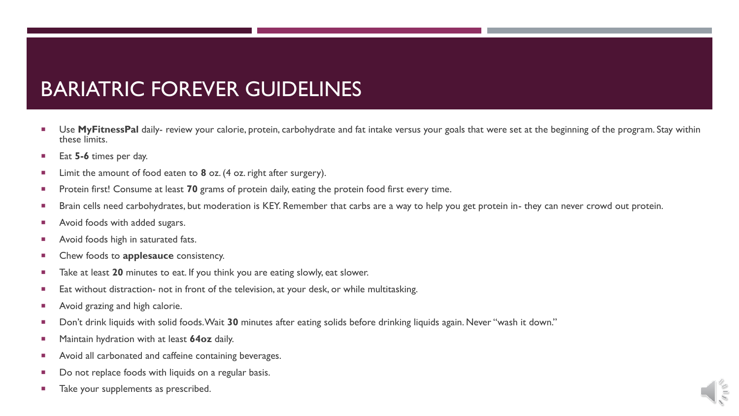# BARIATRIC FOREVER GUIDELINES

- Use **MyFitnessPal** daily- review your calorie, protein, carbohydrate and fat intake versus your goals that were set at the beginning of the program. Stay within these limits.
- Eat **5-6** times per day.
- Limit the amount of food eaten to **8** oz. (4 oz. right after surgery).
- Protein first! Consume at least **70** grams of protein daily, eating the protein food first every time.
- Brain cells need carbohydrates, but moderation is KEY. Remember that carbs are a way to help you get protein in- they can never crowd out protein.
- Avoid foods with added sugars.
- Avoid foods high in saturated fats.
- Chew foods to **applesauce** consistency.
- Take at least **20** minutes to eat. If you think you are eating slowly, eat slower.
- Eat without distraction- not in front of the television, at your desk, or while multitasking.
- Avoid grazing and high calorie.
- Don't drink liquids with solid foods. Wait **30** minutes after eating solids before drinking liquids again. Never "wash it down."
- Maintain hydration with at least **64oz** daily.
- Avoid all carbonated and caffeine containing beverages.
- Do not replace foods with liquids on a regular basis.
- Take your supplements as prescribed.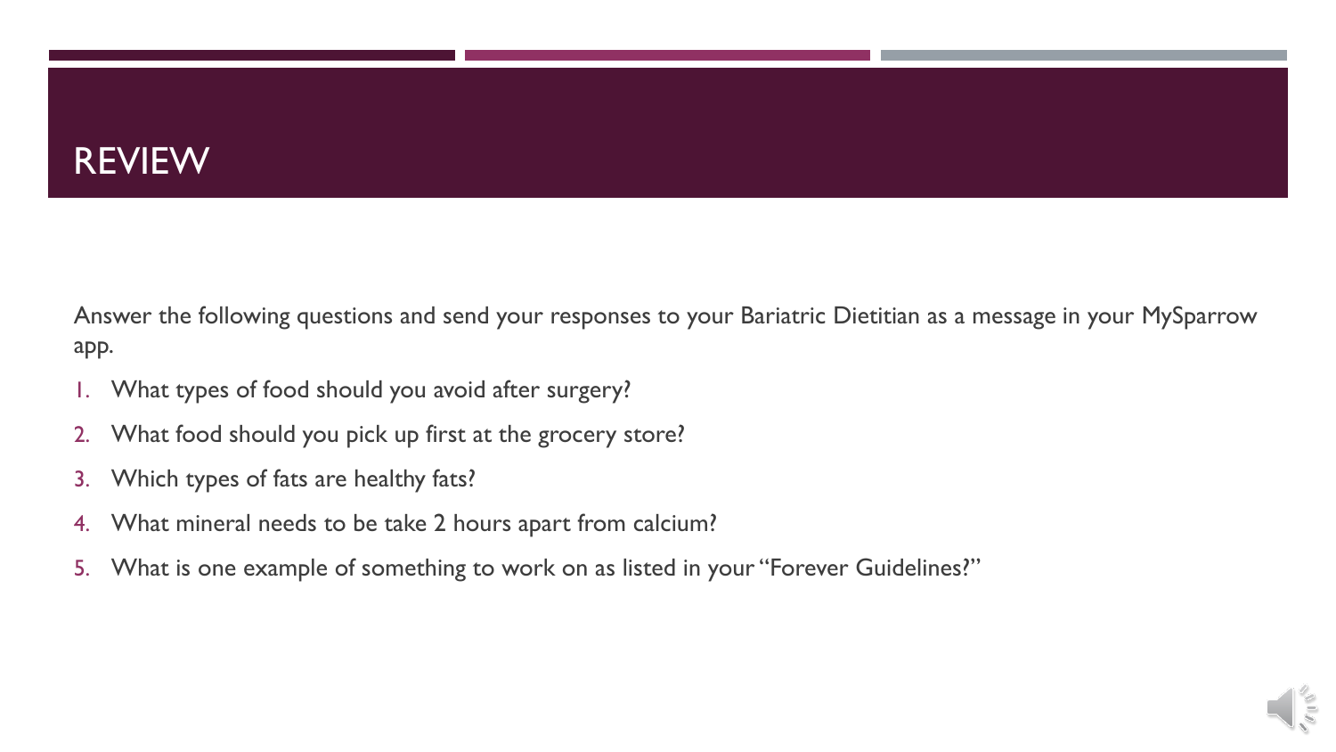# REVIEW

Answer the following questions and send your responses to your Bariatric Dietitian as a message in your MySparrow app.

1. What types of food should you avoid after surgery?
2. What food should you pick up first at the grocery store?
3. Which types of fats are healthy fats?
4. What mineral needs to be take 2 hours apart from calcium?
5. What is one example of something to work on as listed in your "Forever Guidelines?"